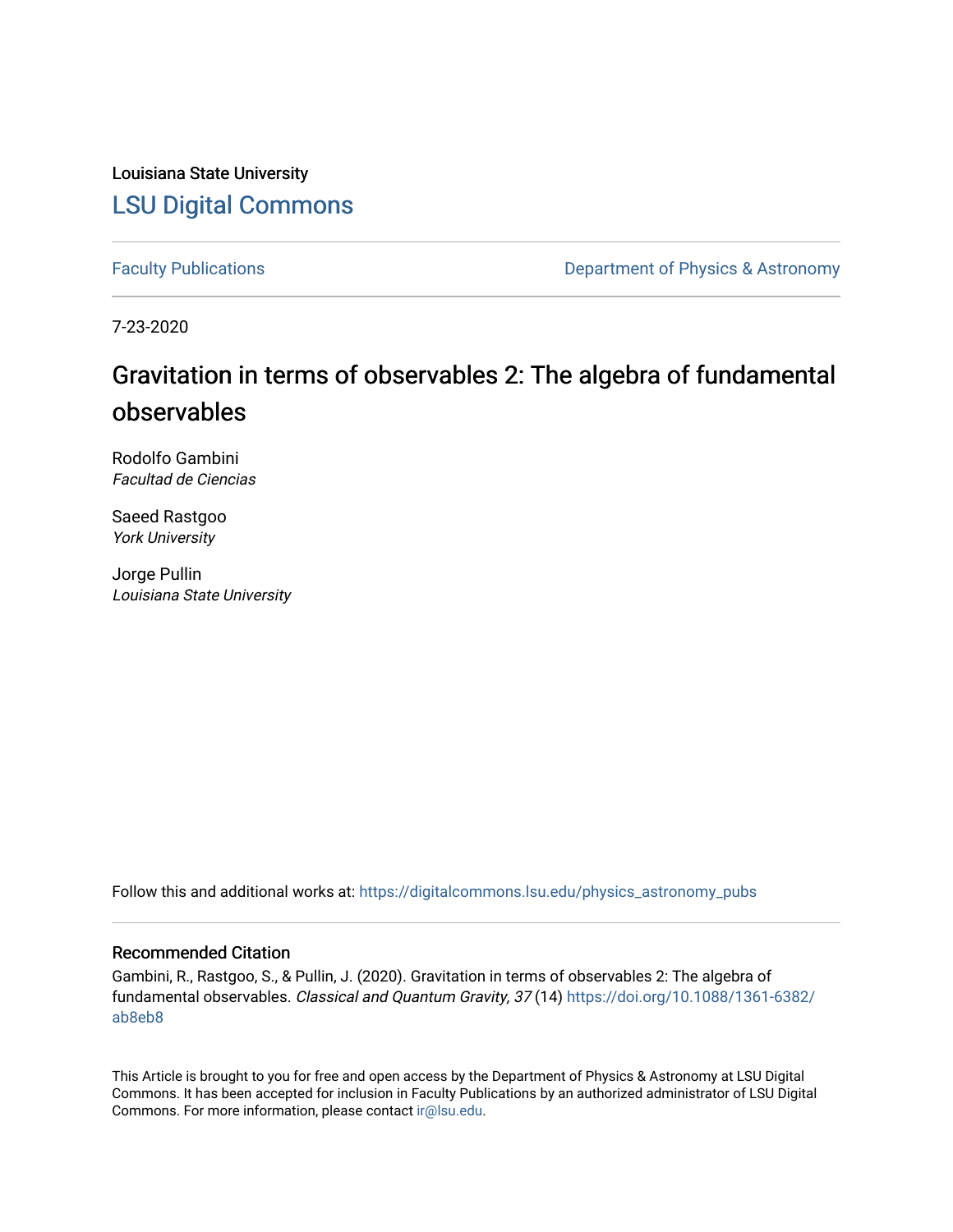Louisiana State University

# LSU Digital Commons

Faculty Publications

Department of Physics & Astronomy

7-23-2020

## Gravitation in terms of observables 2: The algebra of fundamental observables

Rodolfo Gambini
*Facultad de Ciencias*

Saeed Rastgoo
*York University*

Jorge Pullin
*Louisiana State University*

Follow this and additional works at: https://digitalcommons.lsu.edu/physics_astronomy_pubs

### Recommended Citation

Gambini, R., Rastgoo, S., & Pullin, J. (2020). Gravitation in terms of observables 2: The algebra of fundamental observables. *Classical and Quantum Gravity, 37* (14) https://doi.org/10.1088/1361-6382/ab8eb8

This Article is brought to you for free and open access by the Department of Physics & Astronomy at LSU Digital Commons. It has been accepted for inclusion in Faculty Publications by an authorized administrator of LSU Digital Commons. For more information, please contact ir@lsu.edu.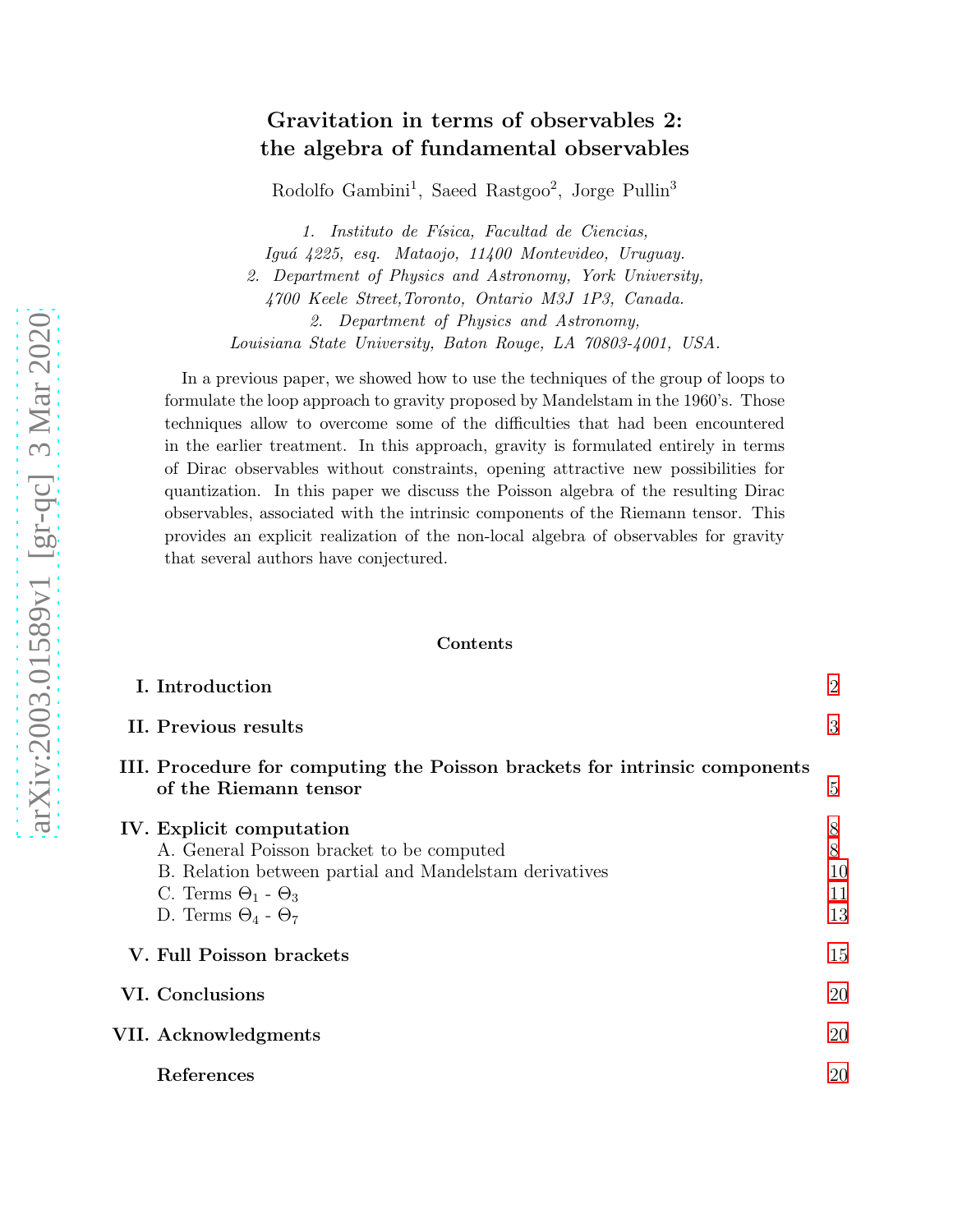# Gravitation in terms of observables 2: the algebra of fundamental observables

Rodolfo Gambini[1], Saeed Rastgoo[2], Jorge Pullin[3]

*1. Instituto de Física, Facultad de Ciencias,*
*Iguá 4225, esq. Mataojo, 11400 Montevideo, Uruguay.*
*2. Department of Physics and Astronomy, York University,*
*4700 Keele Street,Toronto, Ontario M3J 1P3, Canada.*
*2. Department of Physics and Astronomy,*
*Louisiana State University, Baton Rouge, LA 70803-4001, USA.*

In a previous paper, we showed how to use the techniques of the group of loops to formulate the loop approach to gravity proposed by Mandelstam in the 1960's. Those techniques allow to overcome some of the difficulties that had been encountered in the earlier treatment. In this approach, gravity is formulated entirely in terms of Dirac observables without constraints, opening attractive new possibilities for quantization. In this paper we discuss the Poisson algebra of the resulting Dirac observables, associated with the intrinsic components of the Riemann tensor. This provides an explicit realization of the non-local algebra of observables for gravity that several authors have conjectured.

## Contents

- I. Introduction — 2
- II. Previous results — 3
- III. Procedure for computing the Poisson brackets for intrinsic components of the Riemann tensor — 5
- IV. Explicit computation — 8
  - A. General Poisson bracket to be computed — 8
  - B. Relation between partial and Mandelstam derivatives — 10
  - C. Terms $\Theta_1$ - $\Theta_3$ — 11
  - D. Terms $\Theta_4$ - $\Theta_7$ — 13
- V. Full Poisson brackets — 15
- VI. Conclusions — 20
- VII. Acknowledgments — 20
- References — 20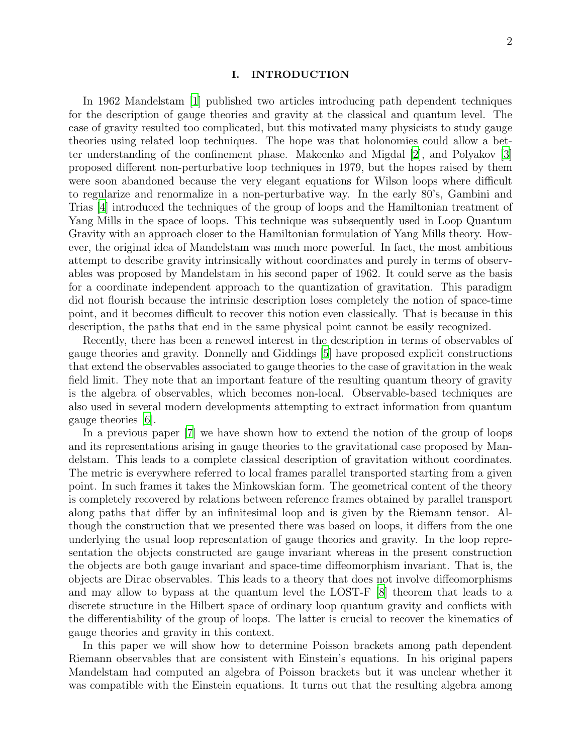## I. INTRODUCTION

In 1962 Mandelstam [1] published two articles introducing path dependent techniques for the description of gauge theories and gravity at the classical and quantum level. The case of gravity resulted too complicated, but this motivated many physicists to study gauge theories using related loop techniques. The hope was that holonomies could allow a better understanding of the confinement phase. Makeenko and Migdal [2], and Polyakov [3] proposed different non-perturbative loop techniques in 1979, but the hopes raised by them were soon abandoned because the very elegant equations for Wilson loops where difficult to regularize and renormalize in a non-perturbative way. In the early 80's, Gambini and Trias [4] introduced the techniques of the group of loops and the Hamiltonian treatment of Yang Mills in the space of loops. This technique was subsequently used in Loop Quantum Gravity with an approach closer to the Hamiltonian formulation of Yang Mills theory. However, the original idea of Mandelstam was much more powerful. In fact, the most ambitious attempt to describe gravity intrinsically without coordinates and purely in terms of observables was proposed by Mandelstam in his second paper of 1962. It could serve as the basis for a coordinate independent approach to the quantization of gravitation. This paradigm did not flourish because the intrinsic description loses completely the notion of space-time point, and it becomes difficult to recover this notion even classically. That is because in this description, the paths that end in the same physical point cannot be easily recognized.

Recently, there has been a renewed interest in the description in terms of observables of gauge theories and gravity. Donnelly and Giddings [5] have proposed explicit constructions that extend the observables associated to gauge theories to the case of gravitation in the weak field limit. They note that an important feature of the resulting quantum theory of gravity is the algebra of observables, which becomes non-local. Observable-based techniques are also used in several modern developments attempting to extract information from quantum gauge theories [6].

In a previous paper [7] we have shown how to extend the notion of the group of loops and its representations arising in gauge theories to the gravitational case proposed by Mandelstam. This leads to a complete classical description of gravitation without coordinates. The metric is everywhere referred to local frames parallel transported starting from a given point. In such frames it takes the Minkowskian form. The geometrical content of the theory is completely recovered by relations between reference frames obtained by parallel transport along paths that differ by an infinitesimal loop and is given by the Riemann tensor. Although the construction that we presented there was based on loops, it differs from the one underlying the usual loop representation of gauge theories and gravity. In the loop representation the objects constructed are gauge invariant whereas in the present construction the objects are both gauge invariant and space-time diffeomorphism invariant. That is, the objects are Dirac observables. This leads to a theory that does not involve diffeomorphisms and may allow to bypass at the quantum level the LOST-F [8] theorem that leads to a discrete structure in the Hilbert space of ordinary loop quantum gravity and conflicts with the differentiability of the group of loops. The latter is crucial to recover the kinematics of gauge theories and gravity in this context.

In this paper we will show how to determine Poisson brackets among path dependent Riemann observables that are consistent with Einstein's equations. In his original papers Mandelstam had computed an algebra of Poisson brackets but it was unclear whether it was compatible with the Einstein equations. It turns out that the resulting algebra among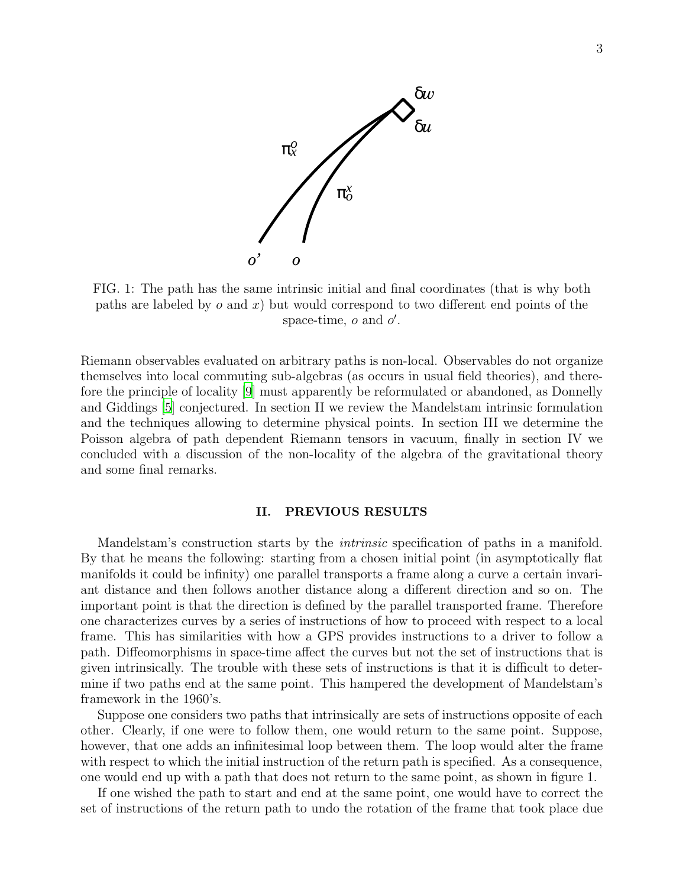$\delta w$

$\delta u$

$\pi_x^o$

$\pi_o^x$

$o'$ $o$

FIG. 1: The path has the same intrinsic initial and final coordinates (that is why both paths are labeled by $o$ and $x$) but would correspond to two different end points of the space-time, $o$ and $o'$.

Riemann observables evaluated on arbitrary paths is non-local. Observables do not organize themselves into local commuting sub-algebras (as occurs in usual field theories), and therefore the principle of locality [9] must apparently be reformulated or abandoned, as Donnelly and Giddings [5] conjectured. In section II we review the Mandelstam intrinsic formulation and the techniques allowing to determine physical points. In section III we determine the Poisson algebra of path dependent Riemann tensors in vacuum, finally in section IV we concluded with a discussion of the non-locality of the algebra of the gravitational theory and some final remarks.

## II. PREVIOUS RESULTS

Mandelstam's construction starts by the *intrinsic* specification of paths in a manifold. By that he means the following: starting from a chosen initial point (in asymptotically flat manifolds it could be infinity) one parallel transports a frame along a curve a certain invariant distance and then follows another distance along a different direction and so on. The important point is that the direction is defined by the parallel transported frame. Therefore one characterizes curves by a series of instructions of how to proceed with respect to a local frame. This has similarities with how a GPS provides instructions to a driver to follow a path. Diffeomorphisms in space-time affect the curves but not the set of instructions that is given intrinsically. The trouble with these sets of instructions is that it is difficult to determine if two paths end at the same point. This hampered the development of Mandelstam's framework in the 1960's.

Suppose one considers two paths that intrinsically are sets of instructions opposite of each other. Clearly, if one were to follow them, one would return to the same point. Suppose, however, that one adds an infinitesimal loop between them. The loop would alter the frame with respect to which the initial instruction of the return path is specified. As a consequence, one would end up with a path that does not return to the same point, as shown in figure 1.

If one wished the path to start and end at the same point, one would have to correct the set of instructions of the return path to undo the rotation of the frame that took place due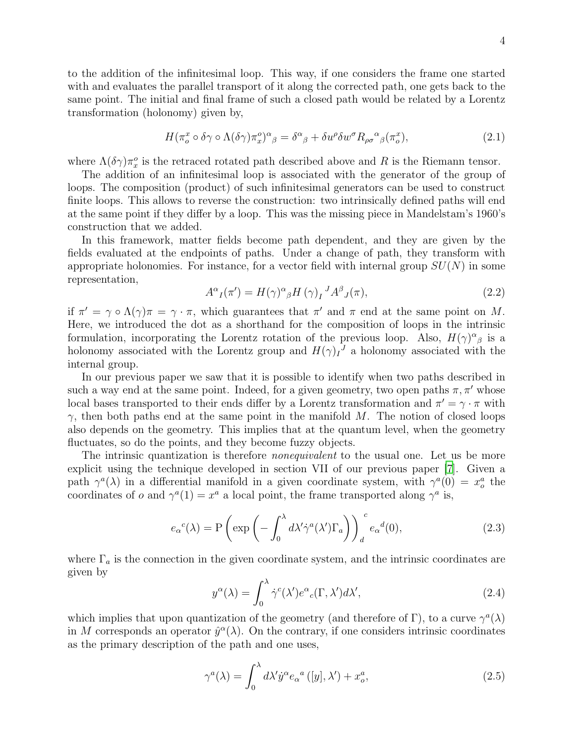to the addition of the infinitesimal loop. This way, if one considers the frame one started with and evaluates the parallel transport of it along the corrected path, one gets back to the same point. The initial and final frame of such a closed path would be related by a Lorentz transformation (holonomy) given by,

$$H(\pi_o^x \circ \delta\gamma \circ \Lambda(\delta\gamma)\pi_x^o)^\alpha{}_\beta = \delta^\alpha{}_\beta + \delta u^\rho \delta w^\sigma R_{\rho\sigma}{}^\alpha{}_\beta(\pi_o^x), \tag{2.1}$$

where $\Lambda(\delta\gamma)\pi_x^o$ is the retraced rotated path described above and $R$ is the Riemann tensor.

The addition of an infinitesimal loop is associated with the generator of the group of loops. The composition (product) of such infinitesimal generators can be used to construct finite loops. This allows to reverse the construction: two intrinsically defined paths will end at the same point if they differ by a loop. This was the missing piece in Mandelstam's 1960's construction that we added.

In this framework, matter fields become path dependent, and they are given by the fields evaluated at the endpoints of paths. Under a change of path, they transform with appropriate holonomies. For instance, for a vector field with internal group $SU(N)$ in some representation,

$$A^\alpha{}_I(\pi') = H(\gamma)^\alpha{}_\beta H(\gamma)_I{}^J A^\beta{}_J(\pi), \tag{2.2}$$

if $\pi' = \gamma \circ \Lambda(\gamma)\pi = \gamma \cdot \pi$, which guarantees that $\pi'$ and $\pi$ end at the same point on $M$. Here, we introduced the dot as a shorthand for the composition of loops in the intrinsic formulation, incorporating the Lorentz rotation of the previous loop. Also, $H(\gamma)^\alpha{}_\beta$ is a holonomy associated with the Lorentz group and $H(\gamma)_I{}^J$ a holonomy associated with the internal group.

In our previous paper we saw that it is possible to identify when two paths described in such a way end at the same point. Indeed, for a given geometry, two open paths $\pi, \pi'$ whose local bases transported to their ends differ by a Lorentz transformation and $\pi' = \gamma \cdot \pi$ with $\gamma$, then both paths end at the same point in the manifold $M$. The notion of closed loops also depends on the geometry. This implies that at the quantum level, when the geometry fluctuates, so do the points, and they become fuzzy objects.

The intrinsic quantization is therefore *nonequivalent* to the usual one. Let us be more explicit using the technique developed in section VII of our previous paper [7]. Given a path $\gamma^a(\lambda)$ in a differential manifold in a given coordinate system, with $\gamma^a(0) = x_o^a$ the coordinates of $o$ and $\gamma^a(1) = x^a$ a local point, the frame transported along $\gamma^a$ is,

$$e_\alpha{}^c(\lambda) = \mathrm{P}\left(\exp\left(-\int_0^\lambda d\lambda' \dot{\gamma}^a(\lambda')\Gamma_a\right)\right)_d^{\ c} e_\alpha{}^d(0), \tag{2.3}$$

where $\Gamma_a$ is the connection in the given coordinate system, and the intrinsic coordinates are given by

$$y^\alpha(\lambda) = \int_0^\lambda \dot{\gamma}^c(\lambda') e^\alpha{}_c(\Gamma, \lambda') d\lambda', \tag{2.4}$$

which implies that upon quantization of the geometry (and therefore of $\Gamma$), to a curve $\gamma^a(\lambda)$ in $M$ corresponds an operator $\hat{y}^\alpha(\lambda)$. On the contrary, if one considers intrinsic coordinates as the primary description of the path and one uses,

$$\gamma^a(\lambda) = \int_0^\lambda d\lambda' \dot{y}^\alpha e_\alpha{}^a([y], \lambda') + x_o^a, \tag{2.5}$$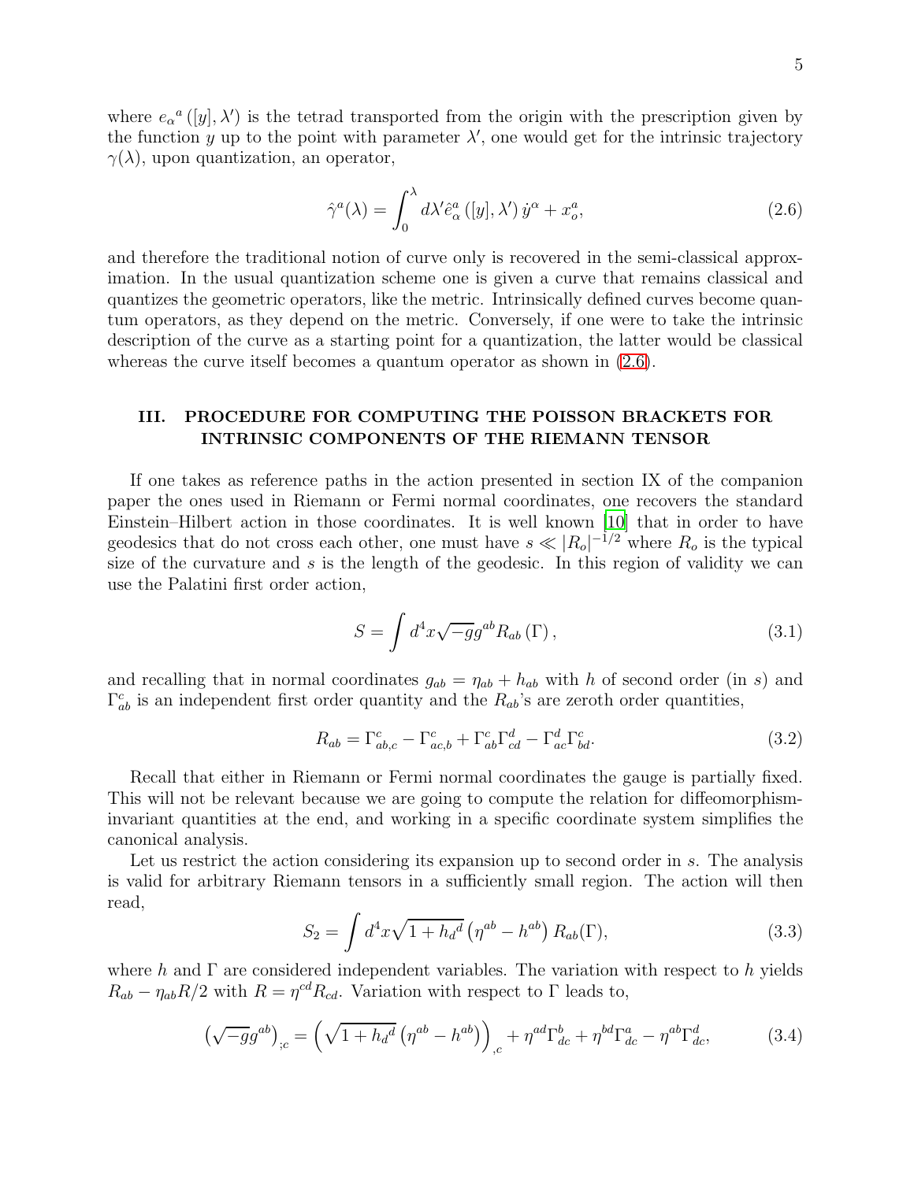where $e_\alpha{}^a([y],\lambda')$ is the tetrad transported from the origin with the prescription given by the function $y$ up to the point with parameter $\lambda'$, one would get for the intrinsic trajectory $\gamma(\lambda)$, upon quantization, an operator,

$$\hat{\gamma}^a(\lambda) = \int_0^\lambda d\lambda' \hat{e}^a_\alpha([y],\lambda')\,\dot{y}^\alpha + x^a_o, \tag{2.6}$$

and therefore the traditional notion of curve only is recovered in the semi-classical approximation. In the usual quantization scheme one is given a curve that remains classical and quantizes the geometric operators, like the metric. Intrinsically defined curves become quantum operators, as they depend on the metric. Conversely, if one were to take the intrinsic description of the curve as a starting point for a quantization, the latter would be classical whereas the curve itself becomes a quantum operator as shown in (2.6).

## III. PROCEDURE FOR COMPUTING THE POISSON BRACKETS FOR INTRINSIC COMPONENTS OF THE RIEMANN TENSOR

If one takes as reference paths in the action presented in section IX of the companion paper the ones used in Riemann or Fermi normal coordinates, one recovers the standard Einstein–Hilbert action in those coordinates. It is well known [10] that in order to have geodesics that do not cross each other, one must have $s \ll |R_o|^{-1/2}$ where $R_o$ is the typical size of the curvature and $s$ is the length of the geodesic. In this region of validity we can use the Palatini first order action,

$$S = \int d^4x \sqrt{-g} g^{ab} R_{ab}(\Gamma), \tag{3.1}$$

and recalling that in normal coordinates $g_{ab} = \eta_{ab} + h_{ab}$ with $h$ of second order (in $s$) and $\Gamma^c_{ab}$ is an independent first order quantity and the $R_{ab}$'s are zeroth order quantities,

$$R_{ab} = \Gamma^c_{ab,c} - \Gamma^c_{ac,b} + \Gamma^c_{ab}\Gamma^d_{cd} - \Gamma^d_{ac}\Gamma^c_{bd}. \tag{3.2}$$

Recall that either in Riemann or Fermi normal coordinates the gauge is partially fixed. This will not be relevant because we are going to compute the relation for diffeomorphism-invariant quantities at the end, and working in a specific coordinate system simplifies the canonical analysis.

Let us restrict the action considering its expansion up to second order in $s$. The analysis is valid for arbitrary Riemann tensors in a sufficiently small region. The action will then read,

$$S_2 = \int d^4x \sqrt{1 + h_d{}^d}\left(\eta^{ab} - h^{ab}\right) R_{ab}(\Gamma), \tag{3.3}$$

where $h$ and $\Gamma$ are considered independent variables. The variation with respect to $h$ yields $R_{ab} - \eta_{ab}R/2$ with $R = \eta^{cd}R_{cd}$. Variation with respect to $\Gamma$ leads to,

$$\left(\sqrt{-g}g^{ab}\right)_{;c} = \left(\sqrt{1 + h_d{}^d}\left(\eta^{ab} - h^{ab}\right)\right)_{,c} + \eta^{ad}\Gamma^b_{dc} + \eta^{bd}\Gamma^a_{dc} - \eta^{ab}\Gamma^d_{dc}, \tag{3.4}$$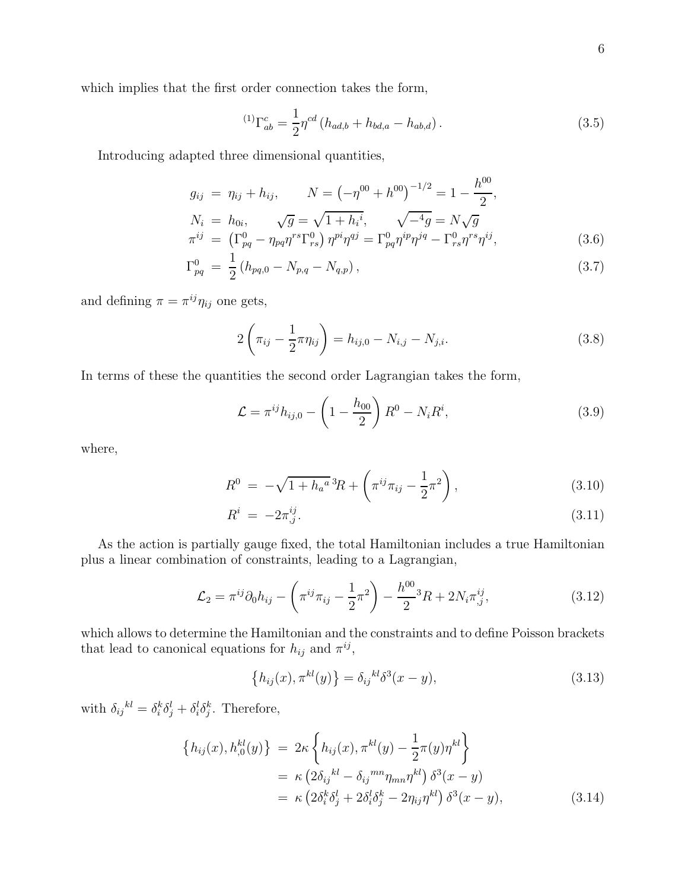which implies that the first order connection takes the form,

$$
{}^{(1)}\Gamma^{c}_{ab} = \frac{1}{2}\eta^{cd}\left(h_{ad,b} + h_{bd,a} - h_{ab,d}\right). \tag{3.5}
$$

Introducing adapted three dimensional quantities,

$$
\begin{aligned}
g_{ij} &= \eta_{ij} + h_{ij}, \qquad N = \left(-\eta^{00} + h^{00}\right)^{-1/2} = 1 - \frac{h^{00}}{2}, \\
N_i &= h_{0i}, \qquad \sqrt{g} = \sqrt{1 + h_i{}^i}, \qquad \sqrt{-{}^4 g} = N\sqrt{g} \\
\pi^{ij} &= \left(\Gamma^0_{pq} - \eta_{pq}\eta^{rs}\Gamma^0_{rs}\right)\eta^{pi}\eta^{qj} = \Gamma^0_{pq}\eta^{ip}\eta^{jq} - \Gamma^0_{rs}\eta^{rs}\eta^{ij}, \qquad (3.6)\\
\Gamma^0_{pq} &= \frac{1}{2}\left(h_{pq,0} - N_{p,q} - N_{q,p}\right), \qquad (3.7)
\end{aligned}
$$

and defining $\pi = \pi^{ij}\eta_{ij}$ one gets,

$$
2\left(\pi_{ij} - \frac{1}{2}\pi\eta_{ij}\right) = h_{ij,0} - N_{i,j} - N_{j,i}. \tag{3.8}
$$

In terms of these the quantities the second order Lagrangian takes the form,

$$
\mathcal{L} = \pi^{ij}h_{ij,0} - \left(1 - \frac{h_{00}}{2}\right)R^0 - N_i R^i, \tag{3.9}
$$

where,

$$
\begin{aligned}
R^0 &= -\sqrt{1 + h_a{}^a}\,{}^3R + \left(\pi^{ij}\pi_{ij} - \frac{1}{2}\pi^2\right), \qquad (3.10)\\
R^i &= -2\pi^{ij}_{,j}. \qquad (3.11)
\end{aligned}
$$

As the action is partially gauge fixed, the total Hamiltonian includes a true Hamiltonian plus a linear combination of constraints, leading to a Lagrangian,

$$
\mathcal{L}_2 = \pi^{ij}\partial_0 h_{ij} - \left(\pi^{ij}\pi_{ij} - \frac{1}{2}\pi^2\right) - \frac{h^{00}}{2}{}^3R + 2N_i\pi^{ij}_{,j}, \tag{3.12}
$$

which allows to determine the Hamiltonian and the constraints and to define Poisson brackets that lead to canonical equations for $h_{ij}$ and $\pi^{ij}$,

$$
\left\{h_{ij}(x), \pi^{kl}(y)\right\} = \delta_{ij}{}^{kl}\delta^3(x-y), \tag{3.13}
$$

with $\delta_{ij}{}^{kl} = \delta^k_i\delta^l_j + \delta^l_i\delta^k_j$. Therefore,

$$
\begin{aligned}
\left\{h_{ij}(x), h^{kl}_{,0}(y)\right\} &= 2\kappa\left\{h_{ij}(x), \pi^{kl}(y) - \frac{1}{2}\pi(y)\eta^{kl}\right\} \\
&= \kappa\left(2\delta_{ij}{}^{kl} - \delta_{ij}{}^{mn}\eta_{mn}\eta^{kl}\right)\delta^3(x-y) \\
&= \kappa\left(2\delta^k_i\delta^l_j + 2\delta^l_i\delta^k_j - 2\eta_{ij}\eta^{kl}\right)\delta^3(x-y), \qquad (3.14)
\end{aligned}
$$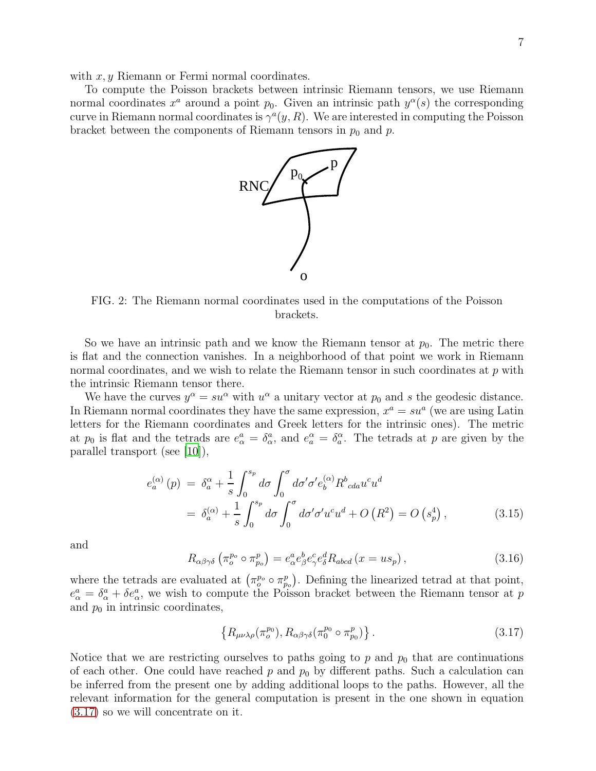with $x, y$ Riemann or Fermi normal coordinates.

To compute the Poisson brackets between intrinsic Riemann tensors, we use Riemann normal coordinates $x^a$ around a point $p_0$. Given an intrinsic path $y^\alpha(s)$ the corresponding curve in Riemann normal coordinates is $\gamma^a(y, R)$. We are interested in computing the Poisson bracket between the components of Riemann tensors in $p_0$ and $p$.

FIG. 2: The Riemann normal coordinates used in the computations of the Poisson brackets.

So we have an intrinsic path and we know the Riemann tensor at $p_0$. The metric there is flat and the connection vanishes. In a neighborhood of that point we work in Riemann normal coordinates, and we wish to relate the Riemann tensor in such coordinates at $p$ with the intrinsic Riemann tensor there.

We have the curves $y^\alpha = su^\alpha$ with $u^\alpha$ a unitary vector at $p_0$ and $s$ the geodesic distance. In Riemann normal coordinates they have the same expression, $x^a = su^a$ (we are using Latin letters for the Riemann coordinates and Greek letters for the intrinsic ones). The metric at $p_0$ is flat and the tetrads are $e^a_\alpha = \delta^a_\alpha$, and $e^\alpha_a = \delta^\alpha_a$. The tetrads at $p$ are given by the parallel transport (see [10]),

$$
\begin{aligned}
e^{(\alpha)}_a(p) &= \delta^\alpha_a + \frac{1}{s}\int_0^{s_p} d\sigma \int_0^\sigma d\sigma' \sigma' e^{(\alpha)}_b R^b{}_{cda} u^c u^d \\
&= \delta^{(\alpha)}_a + \frac{1}{s}\int_0^{s_p} d\sigma \int_0^\sigma d\sigma' \sigma' u^c u^d + O\left(R^2\right) = O\left(s_p^4\right),
\end{aligned}
\tag{3.15}
$$

and

$$
R_{\alpha\beta\gamma\delta}\left(\pi^{p_o}_o \circ \pi^p_{p_o}\right) = e^a_\alpha e^b_\beta e^c_\gamma e^d_\delta R_{abcd}\left(x = us_p\right),
\tag{3.16}
$$

where the tetrads are evaluated at $\left(\pi^{p_o}_o \circ \pi^p_{p_o}\right)$. Defining the linearized tetrad at that point, $e^a_\alpha = \delta^a_\alpha + \delta e^a_\alpha$, we wish to compute the Poisson bracket between the Riemann tensor at $p$ and $p_0$ in intrinsic coordinates,

$$
\left\{R_{\mu\nu\lambda\rho}(\pi^{p_0}_o), R_{\alpha\beta\gamma\delta}(\pi^{p_0}_0 \circ \pi^p_{p_0})\right\}.
\tag{3.17}
$$

Notice that we are restricting ourselves to paths going to $p$ and $p_0$ that are continuations of each other. One could have reached $p$ and $p_0$ by different paths. Such a calculation can be inferred from the present one by adding additional loops to the paths. However, all the relevant information for the general computation is present in the one shown in equation (3.17) so we will concentrate on it.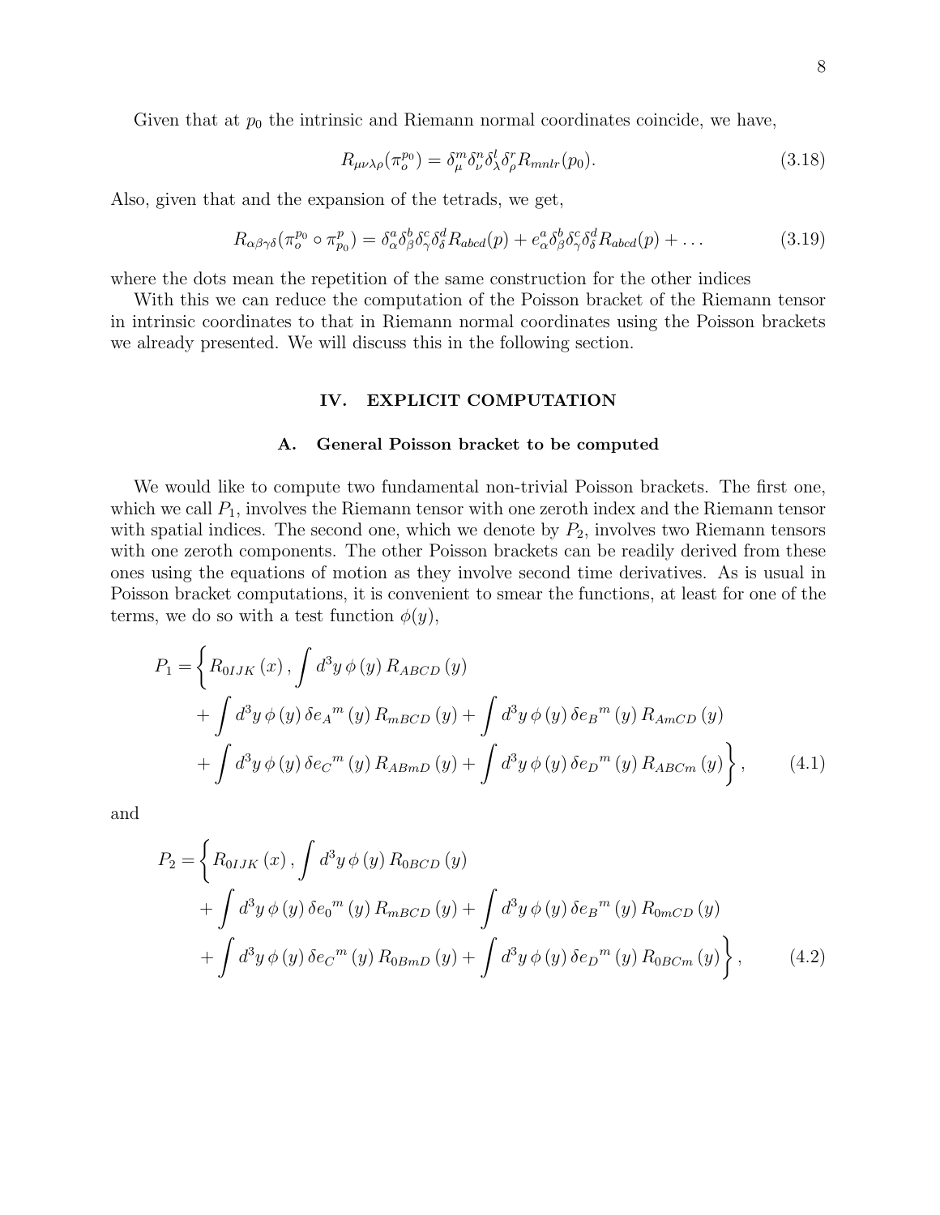Given that at $p_0$ the intrinsic and Riemann normal coordinates coincide, we have,

$$R_{\mu\nu\lambda\rho}(\pi_o^{p_0}) = \delta_\mu^m \delta_\nu^n \delta_\lambda^l \delta_\rho^r R_{mnlr}(p_0). \tag{3.18}$$

Also, given that and the expansion of the tetrads, we get,

$$R_{\alpha\beta\gamma\delta}(\pi_o^{p_0} \circ \pi_{p_0}^p) = \delta_\alpha^a \delta_\beta^b \delta_\gamma^c \delta_\delta^d R_{abcd}(p) + e_\alpha^a \delta_\beta^b \delta_\gamma^c \delta_\delta^d R_{abcd}(p) + \dots \tag{3.19}$$

where the dots mean the repetition of the same construction for the other indices

With this we can reduce the computation of the Poisson bracket of the Riemann tensor in intrinsic coordinates to that in Riemann normal coordinates using the Poisson brackets we already presented. We will discuss this in the following section.

## IV. EXPLICIT COMPUTATION

### A. General Poisson bracket to be computed

We would like to compute two fundamental non-trivial Poisson brackets. The first one, which we call $P_1$, involves the Riemann tensor with one zeroth index and the Riemann tensor with spatial indices. The second one, which we denote by $P_2$, involves two Riemann tensors with one zeroth components. The other Poisson brackets can be readily derived from these ones using the equations of motion as they involve second time derivatives. As is usual in Poisson bracket computations, it is convenient to smear the functions, at least for one of the terms, we do so with a test function $\phi(y)$,

$$\begin{aligned} P_1 = \Bigg\{ R_{0IJK}(x), \int d^3y\, \phi(y)\, R_{ABCD}(y) \\ + \int d^3y\, \phi(y)\, \delta e_A{}^m(y)\, R_{mBCD}(y) + \int d^3y\, \phi(y)\, \delta e_B{}^m(y)\, R_{AmCD}(y) \\ + \int d^3y\, \phi(y)\, \delta e_C{}^m(y)\, R_{ABmD}(y) + \int d^3y\, \phi(y)\, \delta e_D{}^m(y)\, R_{ABCm}(y) \Bigg\}, \end{aligned} \tag{4.1}$$

and

$$\begin{aligned} P_2 = \Bigg\{ R_{0IJK}(x), \int d^3y\, \phi(y)\, R_{0BCD}(y) \\ + \int d^3y\, \phi(y)\, \delta e_0{}^m(y)\, R_{mBCD}(y) + \int d^3y\, \phi(y)\, \delta e_B{}^m(y)\, R_{0mCD}(y) \\ + \int d^3y\, \phi(y)\, \delta e_C{}^m(y)\, R_{0BmD}(y) + \int d^3y\, \phi(y)\, \delta e_D{}^m(y)\, R_{0BCm}(y) \Bigg\}, \end{aligned} \tag{4.2}$$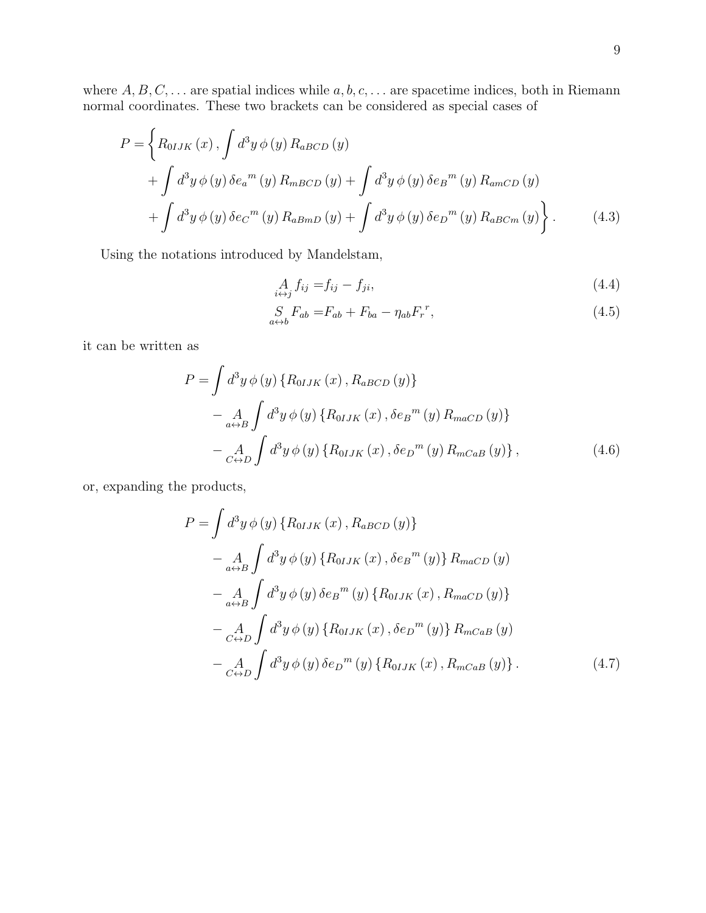where $A, B, C, \ldots$ are spatial indices while $a, b, c, \ldots$ are spacetime indices, both in Riemann normal coordinates. These two brackets can be considered as special cases of

$$
\begin{aligned}
P = \Bigg\{ & R_{0IJK}(x), \int d^3y\, \phi(y)\, R_{aBCD}(y) \\
& + \int d^3y\, \phi(y)\, \delta e_a{}^m(y)\, R_{mBCD}(y) + \int d^3y\, \phi(y)\, \delta e_B{}^m(y)\, R_{amCD}(y) \\
& + \int d^3y\, \phi(y)\, \delta e_C{}^m(y)\, R_{aBmD}(y) + \int d^3y\, \phi(y)\, \delta e_D{}^m(y)\, R_{aBCm}(y) \Bigg\}.
\end{aligned}
\tag{4.3}
$$

Using the notations introduced by Mandelstam,

$$
\underset{i \leftrightarrow j}{A} f_{ij} = f_{ij} - f_{ji}, \tag{4.4}
$$

$$
\underset{a \leftrightarrow b}{S} F_{ab} = F_{ab} + F_{ba} - \eta_{ab} F_r{}^r, \tag{4.5}
$$

it can be written as

$$
\begin{aligned}
P = & \int d^3y\, \phi(y) \left\{ R_{0IJK}(x), R_{aBCD}(y) \right\} \\
& - \underset{a \leftrightarrow B}{A} \int d^3y\, \phi(y) \left\{ R_{0IJK}(x), \delta e_B{}^m(y)\, R_{maCD}(y) \right\} \\
& - \underset{C \leftrightarrow D}{A} \int d^3y\, \phi(y) \left\{ R_{0IJK}(x), \delta e_D{}^m(y)\, R_{mCaB}(y) \right\},
\end{aligned}
\tag{4.6}
$$

or, expanding the products,

$$
\begin{aligned}
P = & \int d^3y\, \phi(y) \left\{ R_{0IJK}(x), R_{aBCD}(y) \right\} \\
& - \underset{a \leftrightarrow B}{A} \int d^3y\, \phi(y) \left\{ R_{0IJK}(x), \delta e_B{}^m(y) \right\} R_{maCD}(y) \\
& - \underset{a \leftrightarrow B}{A} \int d^3y\, \phi(y)\, \delta e_B{}^m(y) \left\{ R_{0IJK}(x), R_{maCD}(y) \right\} \\
& - \underset{C \leftrightarrow D}{A} \int d^3y\, \phi(y) \left\{ R_{0IJK}(x), \delta e_D{}^m(y) \right\} R_{mCaB}(y) \\
& - \underset{C \leftrightarrow D}{A} \int d^3y\, \phi(y)\, \delta e_D{}^m(y) \left\{ R_{0IJK}(x), R_{mCaB}(y) \right\}.
\end{aligned}
\tag{4.7}
$$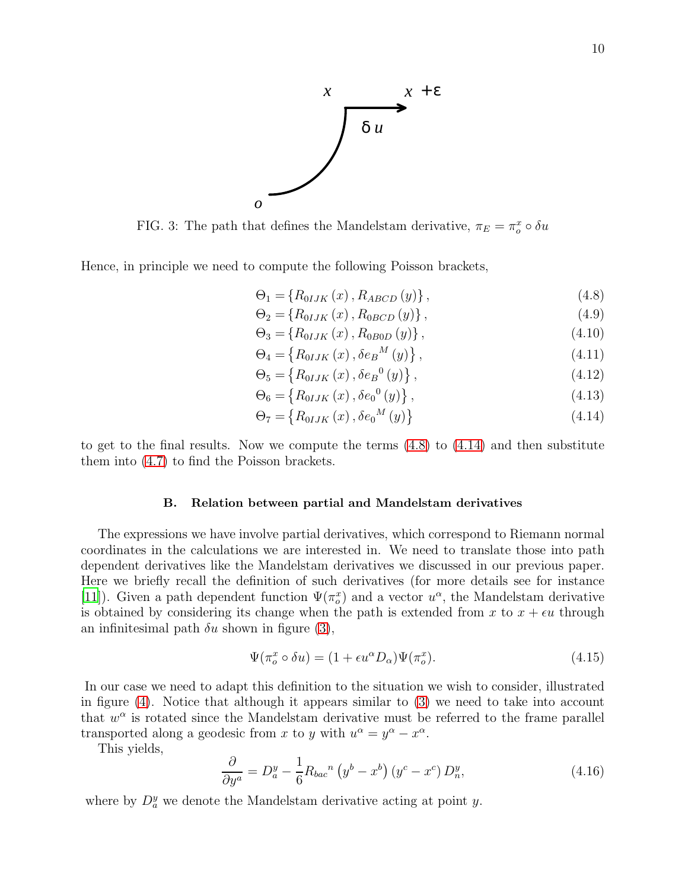FIG. 3: The path that defines the Mandelstam derivative, $\pi_E = \pi_o^x \circ \delta u$

Hence, in principle we need to compute the following Poisson brackets,

$$\Theta_1 = \{R_{0IJK}(x), R_{ABCD}(y)\}, \tag{4.8}$$

$$\Theta_2 = \{R_{0IJK}(x), R_{0BCD}(y)\}, \tag{4.9}$$

$$\Theta_3 = \{R_{0IJK}(x), R_{0B0D}(y)\}, \tag{4.10}$$

$$\Theta_4 = \left\{R_{0IJK}(x), \delta e_B{}^M(y)\right\}, \tag{4.11}$$

$$\Theta_5 = \left\{R_{0IJK}(x), \delta e_B{}^0(y)\right\}, \tag{4.12}$$

$$\Theta_6 = \left\{R_{0IJK}(x), \delta e_0{}^0(y)\right\}, \tag{4.13}$$

$$\Theta_7 = \left\{R_{0IJK}(x), \delta e_0{}^M(y)\right\} \tag{4.14}$$

to get to the final results. Now we compute the terms (4.8) to (4.14) and then substitute them into (4.7) to find the Poisson brackets.

### B. Relation between partial and Mandelstam derivatives

The expressions we have involve partial derivatives, which correspond to Riemann normal coordinates in the calculations we are interested in. We need to translate those into path dependent derivatives like the Mandelstam derivatives we discussed in our previous paper. Here we briefly recall the definition of such derivatives (for more details see for instance [11]). Given a path dependent function $\Psi(\pi_o^x)$ and a vector $u^\alpha$, the Mandelstam derivative is obtained by considering its change when the path is extended from $x$ to $x + \epsilon u$ through an infinitesimal path $\delta u$ shown in figure (3),

$$\Psi(\pi_o^x \circ \delta u) = (1 + \epsilon u^\alpha D_\alpha)\Psi(\pi_o^x). \tag{4.15}$$

In our case we need to adapt this definition to the situation we wish to consider, illustrated in figure (4). Notice that although it appears similar to (3) we need to take into account that $w^\alpha$ is rotated since the Mandelstam derivative must be referred to the frame parallel transported along a geodesic from $x$ to $y$ with $u^\alpha = y^\alpha - x^\alpha$.

This yields,

$$\frac{\partial}{\partial y^a} = D_a^y - \frac{1}{6} R_{bac}{}^n \left(y^b - x^b\right)\left(y^c - x^c\right) D_n^y, \tag{4.16}$$

where by $D_a^y$ we denote the Mandelstam derivative acting at point $y$.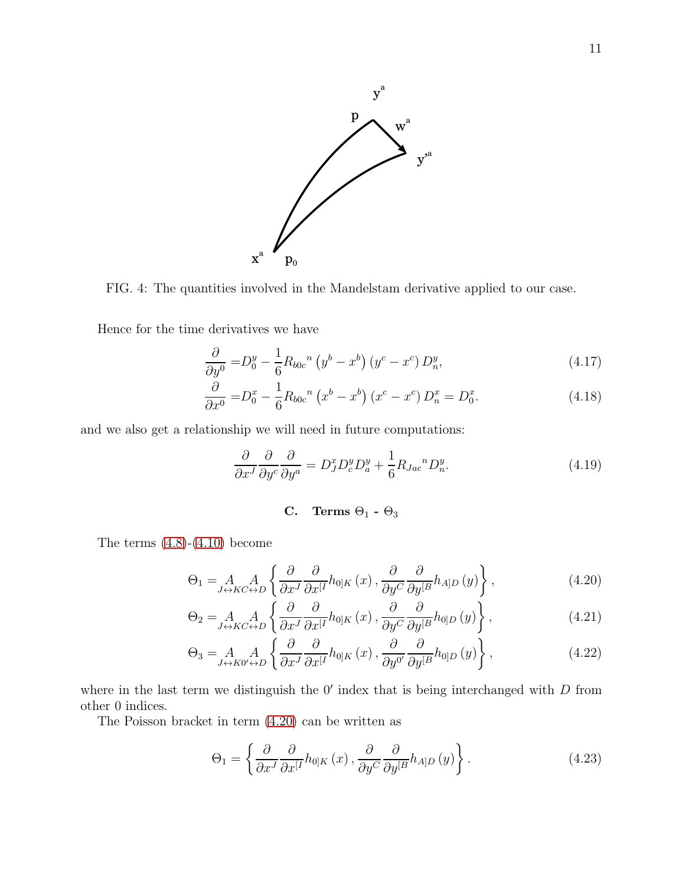FIG. 4: The quantities involved in the Mandelstam derivative applied to our case.

Hence for the time derivatives we have

$$\frac{\partial}{\partial y^0} = D_0^y - \frac{1}{6} R_{b0c}{}^{n} \left(y^b - x^b\right)\left(y^c - x^c\right) D_n^y, \tag{4.17}$$

$$\frac{\partial}{\partial x^0} = D_0^x - \frac{1}{6} R_{b0c}{}^{n} \left(x^b - x^b\right)\left(x^c - x^c\right) D_n^x = D_0^x. \tag{4.18}$$

and we also get a relationship we will need in future computations:

$$\frac{\partial}{\partial x^J}\frac{\partial}{\partial y^c}\frac{\partial}{\partial y^a} = D_J^x D_c^y D_a^y + \frac{1}{6} R_{Jac}{}^{n} D_n^y. \tag{4.19}$$

### C. Terms $\Theta_1$ - $\Theta_3$

The terms (4.8)-(4.10) become

$$\Theta_1 = \underset{J\leftrightarrow K}{A}\underset{C\leftrightarrow D}{A}\left\{\frac{\partial}{\partial x^J}\frac{\partial}{\partial x^{[I}} h_{0]K}\left(x\right), \frac{\partial}{\partial y^C}\frac{\partial}{\partial y^{[B}} h_{A]D}\left(y\right)\right\}, \tag{4.20}$$

$$\Theta_2 = \underset{J\leftrightarrow K}{A}\underset{C\leftrightarrow D}{A}\left\{\frac{\partial}{\partial x^J}\frac{\partial}{\partial x^{[I}} h_{0]K}\left(x\right), \frac{\partial}{\partial y^C}\frac{\partial}{\partial y^{[B}} h_{0]D}\left(y\right)\right\}, \tag{4.21}$$

$$\Theta_3 = \underset{J\leftrightarrow K}{A}\underset{0'\leftrightarrow D}{A}\left\{\frac{\partial}{\partial x^J}\frac{\partial}{\partial x^{[I}} h_{0]K}\left(x\right), \frac{\partial}{\partial y^{0'}}\frac{\partial}{\partial y^{[B}} h_{0]D}\left(y\right)\right\}, \tag{4.22}$$

where in the last term we distinguish the $0'$ index that is being interchanged with $D$ from other 0 indices.

The Poisson bracket in term (4.20) can be written as

$$\Theta_1 = \left\{\frac{\partial}{\partial x^J}\frac{\partial}{\partial x^{[I}} h_{0]K}\left(x\right), \frac{\partial}{\partial y^C}\frac{\partial}{\partial y^{[B}} h_{A]D}\left(y\right)\right\}. \tag{4.23}$$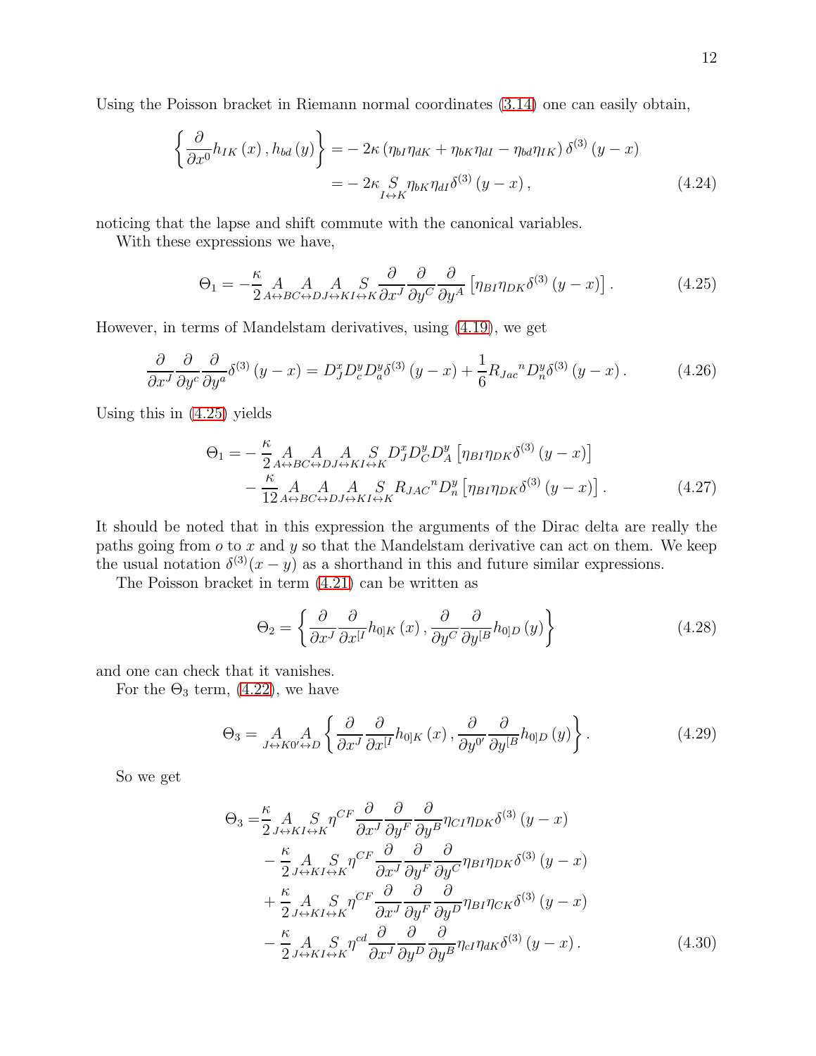Using the Poisson bracket in Riemann normal coordinates (3.14) one can easily obtain,

$$\begin{aligned}\left\{ \frac{\partial}{\partial x^0} h_{IK}\left(x\right), h_{bd}\left(y\right) \right\} =& -2\kappa \left(\eta_{bI}\eta_{dK} + \eta_{bK}\eta_{dI} - \eta_{bd}\eta_{IK}\right) \delta^{(3)}\left(y-x\right) \\ =& -2\kappa \underset{I\leftrightarrow K}{S} \eta_{bK}\eta_{dI}\delta^{(3)}\left(y-x\right),\end{aligned} \tag{4.24}$$

noticing that the lapse and shift commute with the canonical variables.

With these expressions we have,

$$\Theta_1 = -\frac{\kappa}{2} \underset{A\leftrightarrow B}{A}\underset{C\leftrightarrow D}{A}\underset{J\leftrightarrow K}{A}\underset{I\leftrightarrow K}{S} \frac{\partial}{\partial x^J}\frac{\partial}{\partial y^C}\frac{\partial}{\partial y^A}\left[\eta_{BI}\eta_{DK}\delta^{(3)}\left(y-x\right)\right]. \tag{4.25}$$

However, in terms of Mandelstam derivatives, using (4.19), we get

$$\frac{\partial}{\partial x^J}\frac{\partial}{\partial y^c}\frac{\partial}{\partial y^a}\delta^{(3)}\left(y-x\right) = D^x_J D^y_c D^y_a \delta^{(3)}\left(y-x\right) + \frac{1}{6} R_{Jac}{}^{n} D^y_n \delta^{(3)}\left(y-x\right). \tag{4.26}$$

Using this in (4.25) yields

$$\begin{aligned}\Theta_1 =& -\frac{\kappa}{2} \underset{A\leftrightarrow B}{A}\underset{C\leftrightarrow D}{A}\underset{J\leftrightarrow K}{A}\underset{I\leftrightarrow K}{S} D^x_J D^y_C D^y_A \left[\eta_{BI}\eta_{DK}\delta^{(3)}\left(y-x\right)\right] \\ & -\frac{\kappa}{12} \underset{A\leftrightarrow B}{A}\underset{C\leftrightarrow D}{A}\underset{J\leftrightarrow K}{A}\underset{I\leftrightarrow K}{S} R_{JAC}{}^{n} D^y_n \left[\eta_{BI}\eta_{DK}\delta^{(3)}\left(y-x\right)\right].\end{aligned} \tag{4.27}$$

It should be noted that in this expression the arguments of the Dirac delta are really the paths going from $o$ to $x$ and $y$ so that the Mandelstam derivative can act on them. We keep the usual notation $\delta^{(3)}(x-y)$ as a shorthand in this and future similar expressions.

The Poisson bracket in term (4.21) can be written as

$$\Theta_2 = \left\{ \frac{\partial}{\partial x^J}\frac{\partial}{\partial x^{[I}} h_{0]K}\left(x\right), \frac{\partial}{\partial y^C}\frac{\partial}{\partial y^{[B}} h_{0]D}\left(y\right) \right\} \tag{4.28}$$

and one can check that it vanishes.

For the $\Theta_3$ term, (4.22), we have

$$\Theta_3 = \underset{J\leftrightarrow K}{A}\underset{0'\leftrightarrow D}{A} \left\{ \frac{\partial}{\partial x^J}\frac{\partial}{\partial x^{[I}} h_{0]K}\left(x\right), \frac{\partial}{\partial y^{0'}}\frac{\partial}{\partial y^{[B}} h_{0]D}\left(y\right) \right\}. \tag{4.29}$$

So we get

$$\begin{aligned}\Theta_3 =& \frac{\kappa}{2} \underset{J\leftrightarrow K}{A}\underset{I\leftrightarrow K}{S} \eta^{CF} \frac{\partial}{\partial x^J}\frac{\partial}{\partial y^F}\frac{\partial}{\partial y^B} \eta_{CI}\eta_{DK}\delta^{(3)}\left(y-x\right) \\ & -\frac{\kappa}{2} \underset{J\leftrightarrow K}{A}\underset{I\leftrightarrow K}{S} \eta^{CF} \frac{\partial}{\partial x^J}\frac{\partial}{\partial y^F}\frac{\partial}{\partial y^C} \eta_{BI}\eta_{DK}\delta^{(3)}\left(y-x\right) \\ & +\frac{\kappa}{2} \underset{J\leftrightarrow K}{A}\underset{I\leftrightarrow K}{S} \eta^{CF} \frac{\partial}{\partial x^J}\frac{\partial}{\partial y^F}\frac{\partial}{\partial y^D} \eta_{BI}\eta_{CK}\delta^{(3)}\left(y-x\right) \\ & -\frac{\kappa}{2} \underset{J\leftrightarrow K}{A}\underset{I\leftrightarrow K}{S} \eta^{cd} \frac{\partial}{\partial x^J}\frac{\partial}{\partial y^D}\frac{\partial}{\partial y^B} \eta_{cI}\eta_{dK}\delta^{(3)}\left(y-x\right).\end{aligned} \tag{4.30}$$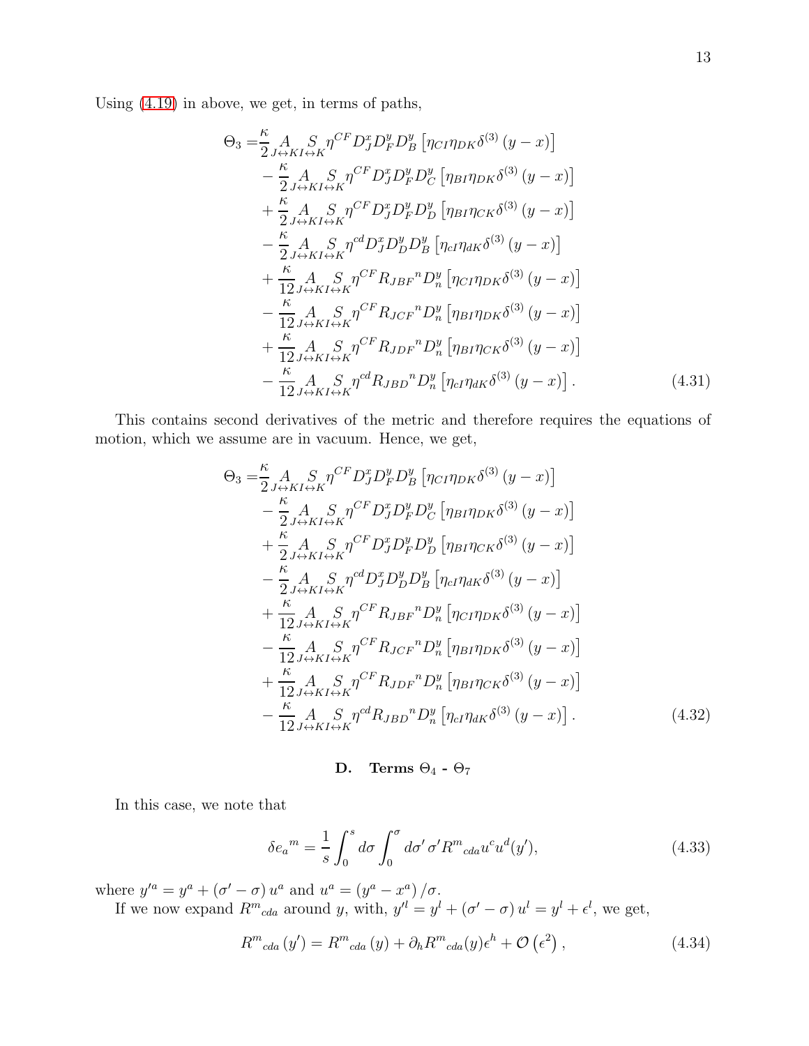Using (4.19) in above, we get, in terms of paths,

$$
\begin{aligned}
\Theta_3 =& \frac{\kappa}{2} \underset{J\leftrightarrow K}{A} \underset{I\leftrightarrow K}{S} \eta^{CF} D^x_J D^y_F D^y_B \left[\eta_{CI}\eta_{DK}\delta^{(3)}(y-x)\right] \\
&- \frac{\kappa}{2} \underset{J\leftrightarrow K}{A} \underset{I\leftrightarrow K}{S} \eta^{CF} D^x_J D^y_F D^y_C \left[\eta_{BI}\eta_{DK}\delta^{(3)}(y-x)\right] \\
&+ \frac{\kappa}{2} \underset{J\leftrightarrow K}{A} \underset{I\leftrightarrow K}{S} \eta^{CF} D^x_J D^y_F D^y_D \left[\eta_{BI}\eta_{CK}\delta^{(3)}(y-x)\right] \\
&- \frac{\kappa}{2} \underset{J\leftrightarrow K}{A} \underset{I\leftrightarrow K}{S} \eta^{cd} D^x_J D^y_D D^y_B \left[\eta_{cI}\eta_{dK}\delta^{(3)}(y-x)\right] \\
&+ \frac{\kappa}{12} \underset{J\leftrightarrow K}{A} \underset{I\leftrightarrow K}{S} \eta^{CF} R_{JBF}{}^{n} D^y_n \left[\eta_{CI}\eta_{DK}\delta^{(3)}(y-x)\right] \\
&- \frac{\kappa}{12} \underset{J\leftrightarrow K}{A} \underset{I\leftrightarrow K}{S} \eta^{CF} R_{JCF}{}^{n} D^y_n \left[\eta_{BI}\eta_{DK}\delta^{(3)}(y-x)\right] \\
&+ \frac{\kappa}{12} \underset{J\leftrightarrow K}{A} \underset{I\leftrightarrow K}{S} \eta^{CF} R_{JDF}{}^{n} D^y_n \left[\eta_{BI}\eta_{CK}\delta^{(3)}(y-x)\right] \\
&- \frac{\kappa}{12} \underset{J\leftrightarrow K}{A} \underset{I\leftrightarrow K}{S} \eta^{cd} R_{JBD}{}^{n} D^y_n \left[\eta_{cI}\eta_{dK}\delta^{(3)}(y-x)\right].
\end{aligned}
\tag{4.31}
$$

This contains second derivatives of the metric and therefore requires the equations of motion, which we assume are in vacuum. Hence, we get,

$$
\begin{aligned}
\Theta_3 =& \frac{\kappa}{2} \underset{J\leftrightarrow K}{A} \underset{I\leftrightarrow K}{S} \eta^{CF} D^x_J D^y_F D^y_B \left[\eta_{CI}\eta_{DK}\delta^{(3)}(y-x)\right] \\
&- \frac{\kappa}{2} \underset{J\leftrightarrow K}{A} \underset{I\leftrightarrow K}{S} \eta^{CF} D^x_J D^y_F D^y_C \left[\eta_{BI}\eta_{DK}\delta^{(3)}(y-x)\right] \\
&+ \frac{\kappa}{2} \underset{J\leftrightarrow K}{A} \underset{I\leftrightarrow K}{S} \eta^{CF} D^x_J D^y_F D^y_D \left[\eta_{BI}\eta_{CK}\delta^{(3)}(y-x)\right] \\
&- \frac{\kappa}{2} \underset{J\leftrightarrow K}{A} \underset{I\leftrightarrow K}{S} \eta^{cd} D^x_J D^y_D D^y_B \left[\eta_{cI}\eta_{dK}\delta^{(3)}(y-x)\right] \\
&+ \frac{\kappa}{12} \underset{J\leftrightarrow K}{A} \underset{I\leftrightarrow K}{S} \eta^{CF} R_{JBF}{}^{n} D^y_n \left[\eta_{CI}\eta_{DK}\delta^{(3)}(y-x)\right] \\
&- \frac{\kappa}{12} \underset{J\leftrightarrow K}{A} \underset{I\leftrightarrow K}{S} \eta^{CF} R_{JCF}{}^{n} D^y_n \left[\eta_{BI}\eta_{DK}\delta^{(3)}(y-x)\right] \\
&+ \frac{\kappa}{12} \underset{J\leftrightarrow K}{A} \underset{I\leftrightarrow K}{S} \eta^{CF} R_{JDF}{}^{n} D^y_n \left[\eta_{BI}\eta_{CK}\delta^{(3)}(y-x)\right] \\
&- \frac{\kappa}{12} \underset{J\leftrightarrow K}{A} \underset{I\leftrightarrow K}{S} \eta^{cd} R_{JBD}{}^{n} D^y_n \left[\eta_{cI}\eta_{dK}\delta^{(3)}(y-x)\right].
\end{aligned}
\tag{4.32}
$$

## D. Terms $\Theta_4$ - $\Theta_7$

In this case, we note that

$$
\delta e_a{}^m = \frac{1}{s}\int_0^s d\sigma \int_0^\sigma d\sigma' \, \sigma' R^m{}_{cda} u^c u^d (y'), \tag{4.33}
$$

where $y'^a = y^a + (\sigma' - \sigma)\, u^a$ and $u^a = (y^a - x^a)/\sigma$.

If we now expand $R^m{}_{cda}$ around $y$, with, $y'^l = y^l + (\sigma' - \sigma)\, u^l = y^l + \epsilon^l$, we get,

$$
R^m{}_{cda}(y') = R^m{}_{cda}(y) + \partial_h R^m{}_{cda}(y)\epsilon^h + \mathcal{O}\left(\epsilon^2\right), \tag{4.34}
$$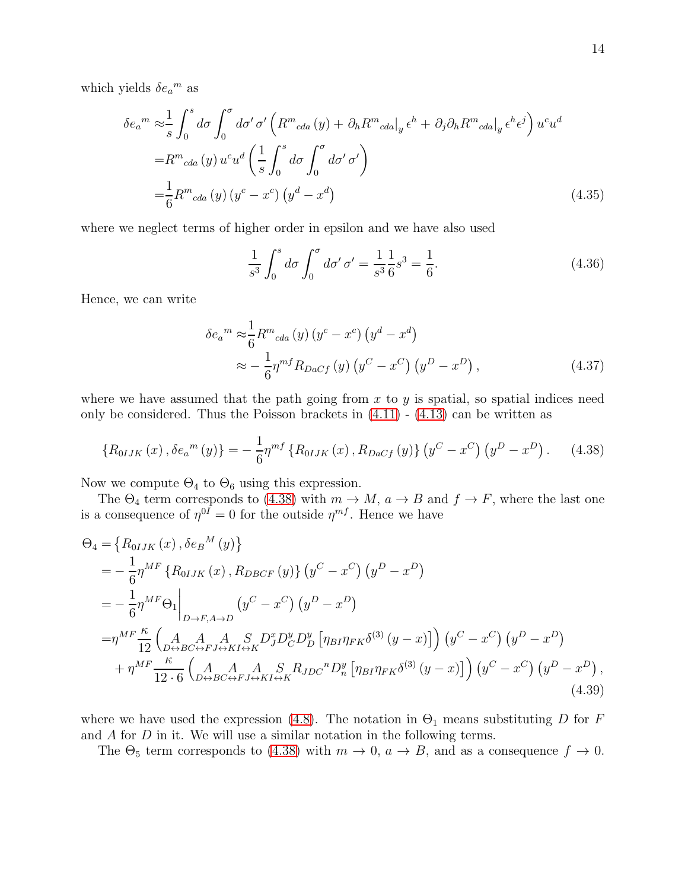which yields $\delta e_a{}^m$ as

$$\begin{aligned}
\delta e_a{}^m \approx & \frac{1}{s}\int_0^s d\sigma \int_0^\sigma d\sigma' \, \sigma' \left( R^m{}_{cda}\left(y\right) + \partial_h R^m{}_{cda}\big|_y \, \epsilon^h + \partial_j \partial_h R^m{}_{cda}\big|_y \, \epsilon^h \epsilon^j \right) u^c u^d \\
= & R^m{}_{cda}\left(y\right) u^c u^d \left( \frac{1}{s}\int_0^s d\sigma \int_0^\sigma d\sigma' \, \sigma' \right) \\
= & \frac{1}{6} R^m{}_{cda}\left(y\right) \left(y^c - x^c\right) \left(y^d - x^d\right)
\end{aligned} \tag{4.35}$$

where we neglect terms of higher order in epsilon and we have also used

$$\frac{1}{s^3}\int_0^s d\sigma \int_0^\sigma d\sigma' \, \sigma' = \frac{1}{s^3}\frac{1}{6}s^3 = \frac{1}{6}. \tag{4.36}$$

Hence, we can write

$$\begin{aligned}
\delta e_a{}^m \approx & \frac{1}{6} R^m{}_{cda}\left(y\right) \left(y^c - x^c\right) \left(y^d - x^d\right) \\
\approx & -\frac{1}{6}\eta^{mf} R_{DaCf}\left(y\right) \left(y^C - x^C\right) \left(y^D - x^D\right),
\end{aligned} \tag{4.37}$$

where we have assumed that the path going from $x$ to $y$ is spatial, so spatial indices need only be considered. Thus the Poisson brackets in (4.11) - (4.13) can be written as

$$\left\{ R_{0IJK}\left(x\right), \delta e_a{}^m\left(y\right) \right\} = -\frac{1}{6}\eta^{mf} \left\{ R_{0IJK}\left(x\right), R_{DaCf}\left(y\right) \right\} \left(y^C - x^C\right) \left(y^D - x^D\right). \tag{4.38}$$

Now we compute $\Theta_4$ to $\Theta_6$ using this expression.

The $\Theta_4$ term corresponds to (4.38) with $m \to M$, $a \to B$ and $f \to F$, where the last one is a consequence of $\eta^{0I} = 0$ for the outside $\eta^{mf}$. Hence we have

$$\begin{aligned}
\Theta_4 = & \left\{ R_{0IJK}\left(x\right), \delta e_B{}^M\left(y\right) \right\} \\
= & -\frac{1}{6}\eta^{MF} \left\{ R_{0IJK}\left(x\right), R_{DBCF}\left(y\right) \right\} \left(y^C - x^C\right) \left(y^D - x^D\right) \\
= & -\frac{1}{6}\eta^{MF} \Theta_1 \bigg|_{D \to F, A \to D} \left(y^C - x^C\right) \left(y^D - x^D\right) \\
= & \eta^{MF}\frac{\kappa}{12} \left( \underset{D \leftrightarrow B}{A} \underset{C \leftrightarrow F}{A} \underset{J \leftrightarrow K}{A} \underset{I \leftrightarrow K}{S} D^x_J D^y_C D^y_D \left[ \eta_{BI}\eta_{FK}\delta^{(3)}\left(y - x\right) \right] \right) \left(y^C - x^C\right) \left(y^D - x^D\right) \\
& + \eta^{MF}\frac{\kappa}{12 \cdot 6} \left( \underset{D \leftrightarrow B}{A} \underset{C \leftrightarrow F}{A} \underset{J \leftrightarrow K}{A} \underset{I \leftrightarrow K}{S} R_{JDC}{}^n D^y_n \left[ \eta_{BI}\eta_{FK}\delta^{(3)}\left(y - x\right) \right] \right) \left(y^C - x^C\right) \left(y^D - x^D\right),
\end{aligned} \tag{4.39}$$

where we have used the expression (4.8). The notation in $\Theta_1$ means substituting $D$ for $F$ and $A$ for $D$ in it. We will use a similar notation in the following terms.

The $\Theta_5$ term corresponds to (4.38) with $m \to 0$, $a \to B$, and as a consequence $f \to 0$.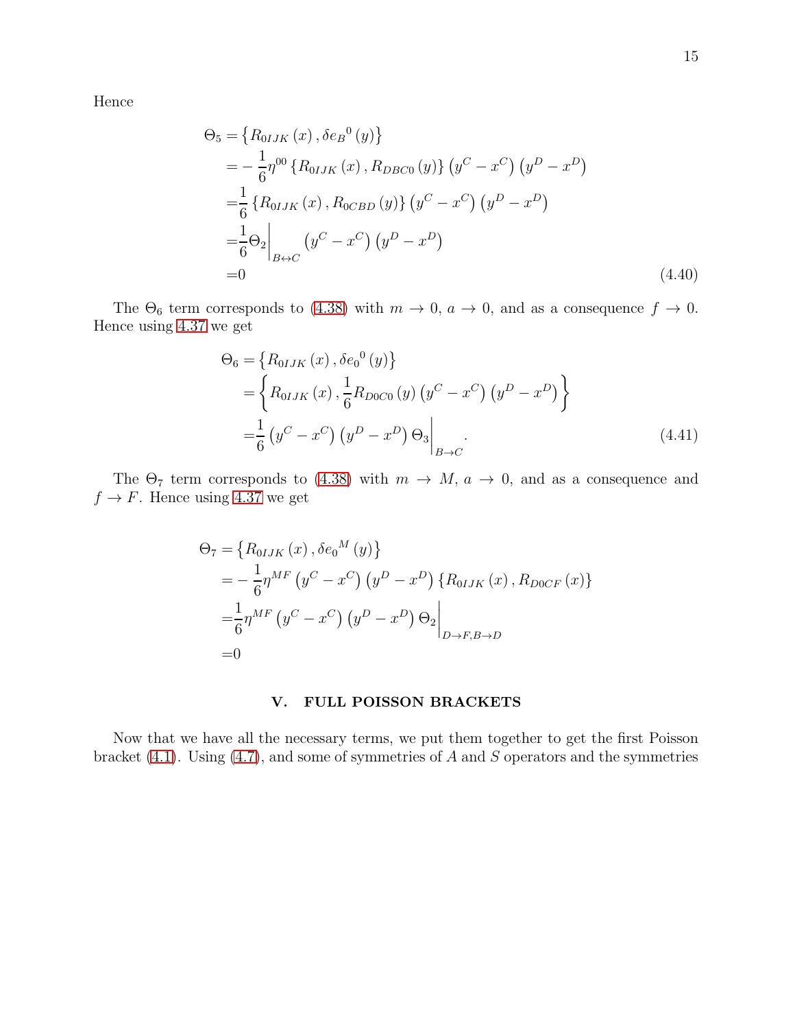Hence

$$
\begin{aligned}
\Theta_5 =& \left\{R_{0IJK}(x), \delta e_B{}^0(y)\right\} \\
=& -\frac{1}{6}\eta^{00}\left\{R_{0IJK}(x), R_{DBC0}(y)\right\}\left(y^C - x^C\right)\left(y^D - x^D\right) \\
=& \frac{1}{6}\left\{R_{0IJK}(x), R_{0CBD}(y)\right\}\left(y^C - x^C\right)\left(y^D - x^D\right) \\
=& \frac{1}{6}\Theta_2\bigg|_{B\leftrightarrow C}\left(y^C - x^C\right)\left(y^D - x^D\right) \\
=& 0
\end{aligned}
\tag{4.40}
$$

The $\Theta_6$ term corresponds to (4.38) with $m \to 0$, $a \to 0$, and as a consequence $f \to 0$. Hence using 4.37 we get

$$
\begin{aligned}
\Theta_6 =& \left\{R_{0IJK}(x), \delta e_0{}^0(y)\right\} \\
=& \left\{R_{0IJK}(x), \frac{1}{6}R_{D0C0}(y)\left(y^C - x^C\right)\left(y^D - x^D\right)\right\} \\
=& \frac{1}{6}\left(y^C - x^C\right)\left(y^D - x^D\right)\Theta_3\bigg|_{B\to C}.
\end{aligned}
\tag{4.41}
$$

The $\Theta_7$ term corresponds to (4.38) with $m \to M$, $a \to 0$, and as a consequence and $f \to F$. Hence using 4.37 we get

$$
\begin{aligned}
\Theta_7 =& \left\{R_{0IJK}(x), \delta e_0{}^M(y)\right\} \\
=& -\frac{1}{6}\eta^{MF}\left(y^C - x^C\right)\left(y^D - x^D\right)\left\{R_{0IJK}(x), R_{D0CF}(x)\right\} \\
=& \frac{1}{6}\eta^{MF}\left(y^C - x^C\right)\left(y^D - x^D\right)\Theta_2\bigg|_{D\to F, B\to D} \\
=& 0
\end{aligned}
$$

## V. FULL POISSON BRACKETS

Now that we have all the necessary terms, we put them together to get the first Poisson bracket (4.1). Using (4.7), and some of symmetries of $A$ and $S$ operators and the symmetries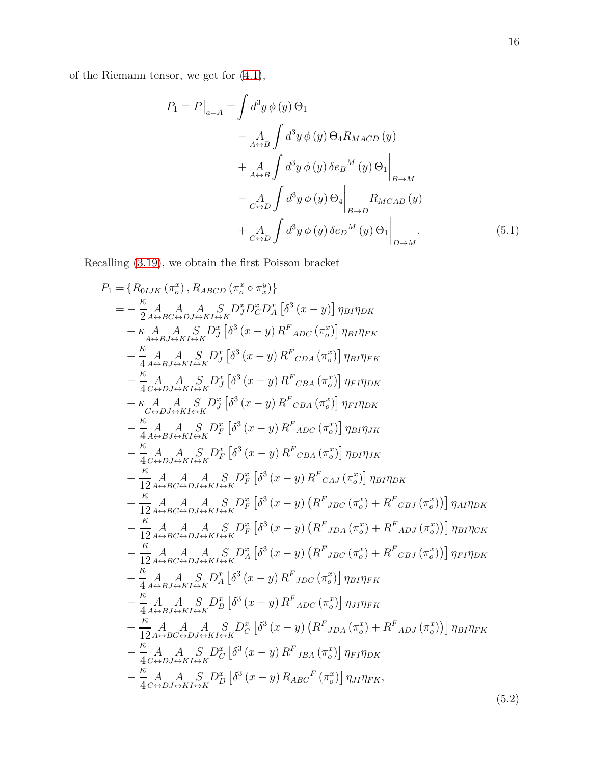of the Riemann tensor, we get for (4.1),

$$
\begin{aligned}
P_1 = P\big|_{a=A} = &\int d^3y\,\phi\left(y\right)\Theta_1 \\
&- \underset{A\leftrightarrow B}{A}\int d^3y\,\phi\left(y\right)\Theta_4 R_{MACD}\left(y\right) \\
&+ \underset{A\leftrightarrow B}{A}\int d^3y\,\phi\left(y\right)\delta e_B{}^M\left(y\right)\Theta_1\Big|_{B\to M} \\
&- \underset{C\leftrightarrow D}{A}\int d^3y\,\phi\left(y\right)\Theta_4\Big|_{B\to D} R_{MCAB}\left(y\right) \\
&+ \underset{C\leftrightarrow D}{A}\int d^3y\,\phi\left(y\right)\delta e_D{}^M\left(y\right)\Theta_1\Big|_{D\to M}.
\end{aligned}
\tag{5.1}
$$

Recalling (3.19), we obtain the first Poisson bracket

$$
\begin{aligned}
P_1 =& \left\{R_{0IJK}\left(\pi_o^x\right), R_{ABCD}\left(\pi_o^x\circ\pi_x^y\right)\right\} \\
=& -\frac{\kappa}{2}\underset{A\leftrightarrow B}{A}\underset{C\leftrightarrow D}{A}\underset{J\leftrightarrow K}{A}\underset{I\leftrightarrow K}{S} D_J^x D_C^x D_A^x\left[\delta^3\left(x-y\right)\right]\eta_{BI}\eta_{DK} \\
&+ \kappa\underset{A\leftrightarrow B}{A}\underset{J\leftrightarrow K}{A}\underset{I\leftrightarrow K}{S} D_J^x\left[\delta^3\left(x-y\right)R^F{}_{ADC}\left(\pi_o^x\right)\right]\eta_{BI}\eta_{FK} \\
&+ \frac{\kappa}{4}\underset{A\leftrightarrow B}{A}\underset{J\leftrightarrow K}{A}\underset{I\leftrightarrow K}{S} D_J^x\left[\delta^3\left(x-y\right)R^F{}_{CDA}\left(\pi_o^x\right)\right]\eta_{BI}\eta_{FK} \\
&- \frac{\kappa}{4}\underset{C\leftrightarrow D}{A}\underset{J\leftrightarrow K}{A}\underset{I\leftrightarrow K}{S} D_J^x\left[\delta^3\left(x-y\right)R^F{}_{CBA}\left(\pi_o^x\right)\right]\eta_{FI}\eta_{DK} \\
&+ \kappa\underset{C\leftrightarrow D}{A}\underset{J\leftrightarrow K}{A}\underset{I\leftrightarrow K}{S} D_J^x\left[\delta^3\left(x-y\right)R^F{}_{CBA}\left(\pi_o^x\right)\right]\eta_{FI}\eta_{DK} \\
&- \frac{\kappa}{4}\underset{A\leftrightarrow B}{A}\underset{J\leftrightarrow K}{A}\underset{I\leftrightarrow K}{S} D_F^x\left[\delta^3\left(x-y\right)R^F{}_{ADC}\left(\pi_o^x\right)\right]\eta_{BI}\eta_{JK} \\
&- \frac{\kappa}{4}\underset{C\leftrightarrow D}{A}\underset{J\leftrightarrow K}{A}\underset{I\leftrightarrow K}{S} D_F^x\left[\delta^3\left(x-y\right)R^F{}_{CBA}\left(\pi_o^x\right)\right]\eta_{DI}\eta_{JK} \\
&+ \frac{\kappa}{12}\underset{A\leftrightarrow B}{A}\underset{C\leftrightarrow D}{A}\underset{J\leftrightarrow K}{A}\underset{I\leftrightarrow K}{S} D_F^x\left[\delta^3\left(x-y\right)R^F{}_{CAJ}\left(\pi_o^x\right)\right]\eta_{BI}\eta_{DK} \\
&+ \frac{\kappa}{12}\underset{A\leftrightarrow B}{A}\underset{C\leftrightarrow D}{A}\underset{J\leftrightarrow K}{A}\underset{I\leftrightarrow K}{S} D_F^x\left[\delta^3\left(x-y\right)\left(R^F{}_{JBC}\left(\pi_o^x\right)+R^F{}_{CBJ}\left(\pi_o^x\right)\right)\right]\eta_{AI}\eta_{DK} \\
&- \frac{\kappa}{12}\underset{A\leftrightarrow B}{A}\underset{C\leftrightarrow D}{A}\underset{J\leftrightarrow K}{A}\underset{I\leftrightarrow K}{S} D_F^x\left[\delta^3\left(x-y\right)\left(R^F{}_{JDA}\left(\pi_o^x\right)+R^F{}_{ADJ}\left(\pi_o^x\right)\right)\right]\eta_{BI}\eta_{CK} \\
&- \frac{\kappa}{12}\underset{A\leftrightarrow B}{A}\underset{C\leftrightarrow D}{A}\underset{J\leftrightarrow K}{A}\underset{I\leftrightarrow K}{S} D_A^x\left[\delta^3\left(x-y\right)\left(R^F{}_{JBC}\left(\pi_o^x\right)+R^F{}_{CBJ}\left(\pi_o^x\right)\right)\right]\eta_{FI}\eta_{DK} \\
&+ \frac{\kappa}{4}\underset{A\leftrightarrow B}{A}\underset{J\leftrightarrow K}{A}\underset{I\leftrightarrow K}{S} D_A^x\left[\delta^3\left(x-y\right)R^F{}_{JDC}\left(\pi_o^x\right)\right]\eta_{BI}\eta_{FK} \\
&- \frac{\kappa}{4}\underset{A\leftrightarrow B}{A}\underset{J\leftrightarrow K}{A}\underset{I\leftrightarrow K}{S} D_B^x\left[\delta^3\left(x-y\right)R^F{}_{ADC}\left(\pi_o^x\right)\right]\eta_{JI}\eta_{FK} \\
&+ \frac{\kappa}{12}\underset{A\leftrightarrow B}{A}\underset{C\leftrightarrow D}{A}\underset{J\leftrightarrow K}{A}\underset{I\leftrightarrow K}{S} D_C^x\left[\delta^3\left(x-y\right)\left(R^F{}_{JDA}\left(\pi_o^x\right)+R^F{}_{ADJ}\left(\pi_o^x\right)\right)\right]\eta_{BI}\eta_{FK} \\
&- \frac{\kappa}{4}\underset{C\leftrightarrow D}{A}\underset{J\leftrightarrow K}{A}\underset{I\leftrightarrow K}{S} D_C^x\left[\delta^3\left(x-y\right)R^F{}_{JBA}\left(\pi_o^x\right)\right]\eta_{FI}\eta_{DK} \\
&- \frac{\kappa}{4}\underset{C\leftrightarrow D}{A}\underset{J\leftrightarrow K}{A}\underset{I\leftrightarrow K}{S} D_D^x\left[\delta^3\left(x-y\right)R_{ABC}{}^F\left(\pi_o^x\right)\right]\eta_{JI}\eta_{FK},
\end{aligned}
\tag{5.2}
$$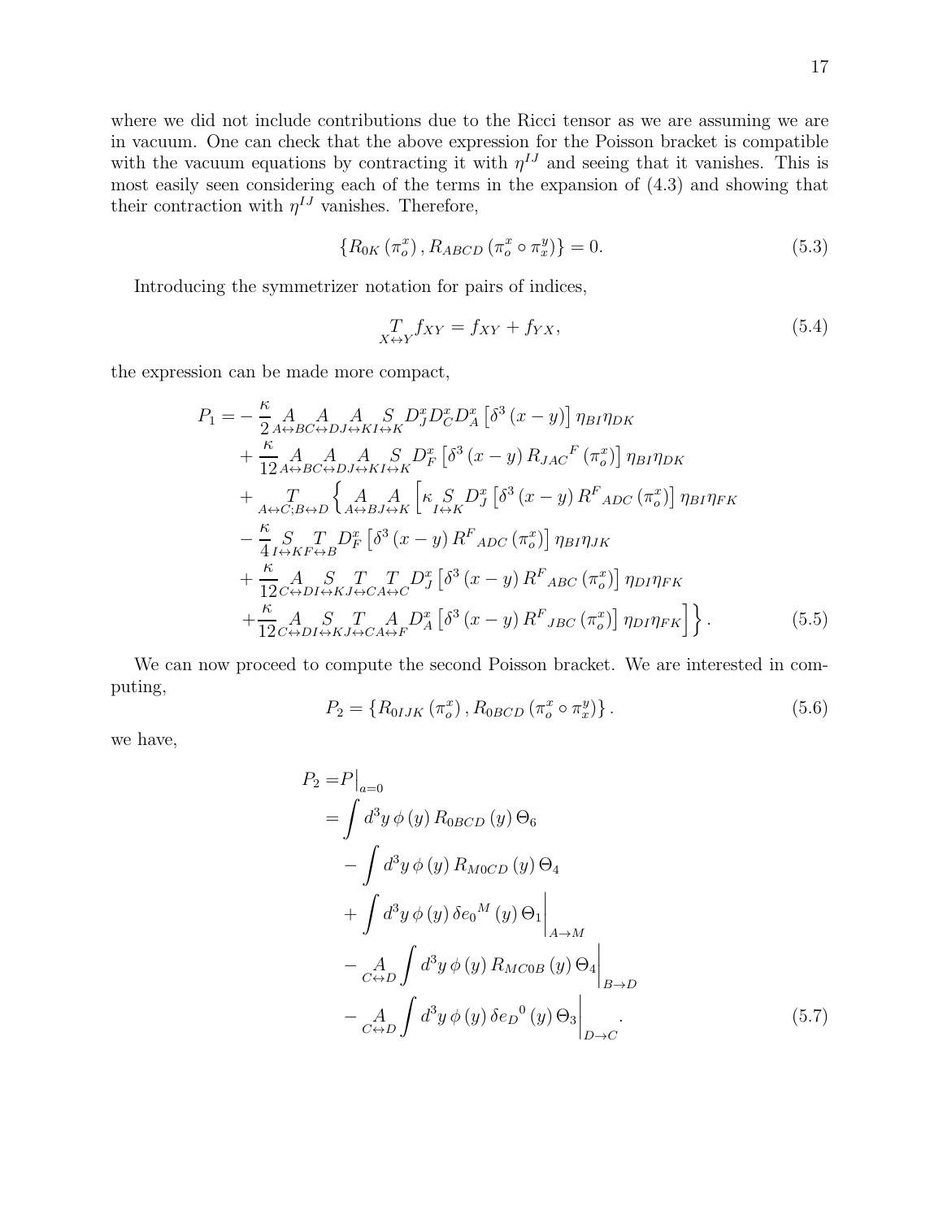where we did not include contributions due to the Ricci tensor as we are assuming we are in vacuum. One can check that the above expression for the Poisson bracket is compatible with the vacuum equations by contracting it with $\eta^{IJ}$ and seeing that it vanishes. This is most easily seen considering each of the terms in the expansion of (4.3) and showing that their contraction with $\eta^{IJ}$ vanishes. Therefore,

$$\{R_{0K}(\pi_o^x), R_{ABCD}(\pi_o^x \circ \pi_x^y)\} = 0. \tag{5.3}$$

Introducing the symmetrizer notation for pairs of indices,

$$\underset{X\leftrightarrow Y}{T} f_{XY} = f_{XY} + f_{YX}, \tag{5.4}$$

the expression can be made more compact,

$$\begin{aligned}
P_1 = &-\frac{\kappa}{2}\underset{A\leftrightarrow B}{A}\underset{C\leftrightarrow D}{A}\underset{J\leftrightarrow K}{A}\underset{I\leftrightarrow K}{S} D_J^x D_C^x D_A^x\left[\delta^3(x-y)\right]\eta_{BI}\eta_{DK}\\
&+\frac{\kappa}{12}\underset{A\leftrightarrow B}{A}\underset{C\leftrightarrow D}{A}\underset{J\leftrightarrow K}{A}\underset{I\leftrightarrow K}{S} D_F^x\left[\delta^3(x-y)\,R_{JAC}{}^{F}(\pi_o^x)\right]\eta_{BI}\eta_{DK}\\
&+\underset{A\leftrightarrow C;B\leftrightarrow D}{T}\left\{\underset{A\leftrightarrow B}{A}\underset{J\leftrightarrow K}{A}\left[\kappa\underset{I\leftrightarrow K}{S} D_J^x\left[\delta^3(x-y)\,R^F{}_{ADC}(\pi_o^x)\right]\eta_{BI}\eta_{FK}\right.\right.\\
&-\frac{\kappa}{4}\underset{I\leftrightarrow K}{S}\underset{F\leftrightarrow B}{T} D_F^x\left[\delta^3(x-y)\,R^F{}_{ADC}(\pi_o^x)\right]\eta_{BI}\eta_{JK}\\
&+\frac{\kappa}{12}\underset{C\leftrightarrow D}{A}\underset{I\leftrightarrow K}{S}\underset{J\leftrightarrow C}{T}\underset{A\leftrightarrow C}{T} D_J^x\left[\delta^3(x-y)\,R^F{}_{ABC}(\pi_o^x)\right]\eta_{DI}\eta_{FK}\\
&\left.\left.+\frac{\kappa}{12}\underset{C\leftrightarrow D}{A}\underset{I\leftrightarrow K}{S}\underset{J\leftrightarrow C}{T}\underset{A\leftrightarrow F}{A} D_A^x\left[\delta^3(x-y)\,R^F{}_{JBC}(\pi_o^x)\right]\eta_{DI}\eta_{FK}\right]\right\}.
\end{aligned} \tag{5.5}$$

We can now proceed to compute the second Poisson bracket. We are interested in computing,

$$P_2 = \{R_{0IJK}(\pi_o^x), R_{0BCD}(\pi_o^x \circ \pi_x^y)\}. \tag{5.6}$$

we have,

$$\begin{aligned}
P_2 =& P\big|_{a=0}\\
=& \int d^3y\,\phi(y)\,R_{0BCD}(y)\,\Theta_6\\
&-\int d^3y\,\phi(y)\,R_{M0CD}(y)\,\Theta_4\\
&+\int d^3y\,\phi(y)\,\delta e_0{}^M(y)\,\Theta_1\Big|_{A\to M}\\
&-\underset{C\leftrightarrow D}{A}\int d^3y\,\phi(y)\,R_{MC0B}(y)\,\Theta_4\Big|_{B\to D}\\
&-\underset{C\leftrightarrow D}{A}\int d^3y\,\phi(y)\,\delta e_D{}^0(y)\,\Theta_3\Big|_{D\to C}.
\end{aligned} \tag{5.7}$$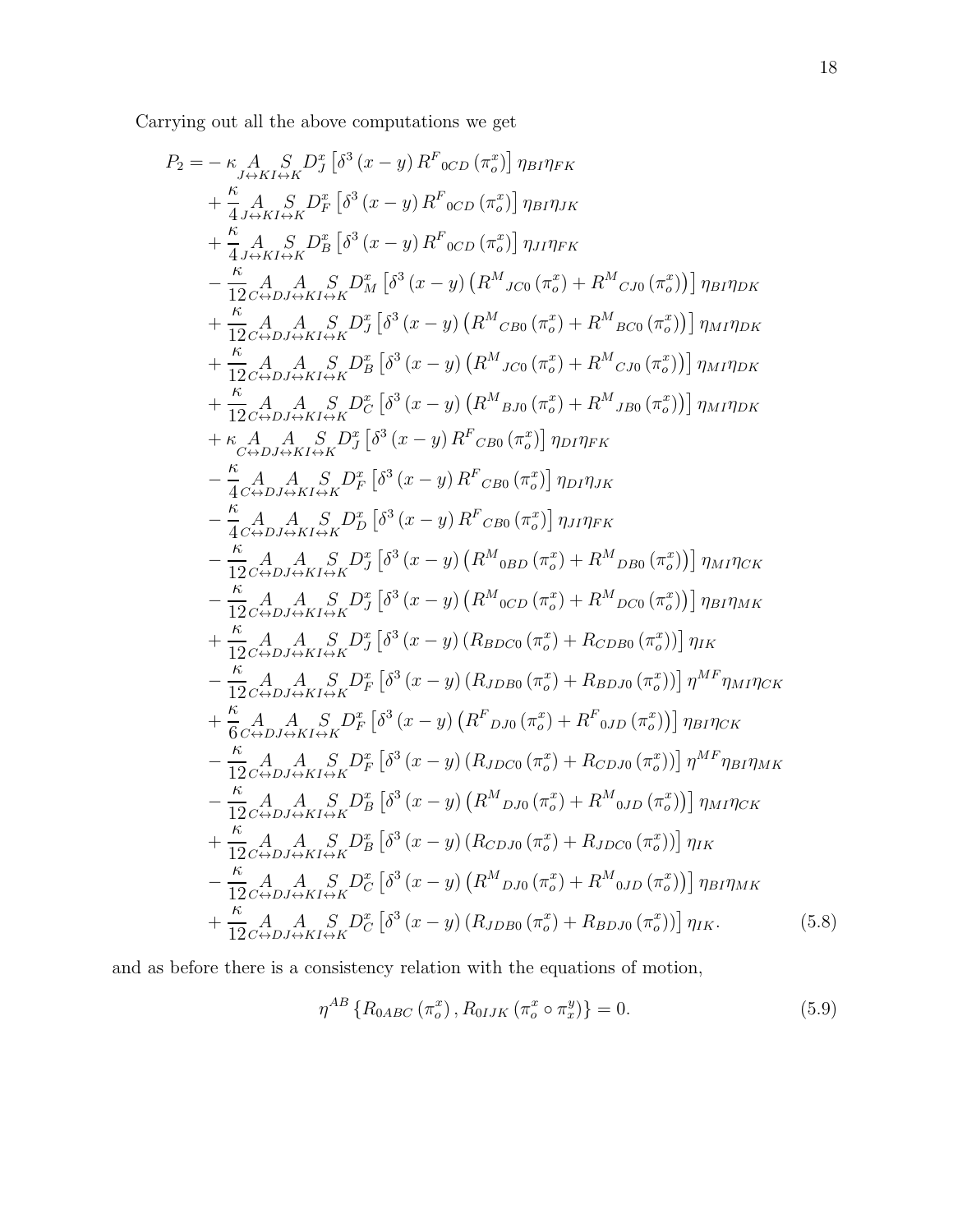Carrying out all the above computations we get

$$
\begin{aligned}
P_2 = &- \kappa \underset{J\leftrightarrow K}{A}\underset{I\leftrightarrow K}{S} D^x_J \left[\delta^3\left(x-y\right) R^F{}_{0CD}\left(\pi^x_o\right)\right]\eta_{BI}\eta_{FK} \\
&+ \frac{\kappa}{4}\underset{J\leftrightarrow K}{A}\underset{I\leftrightarrow K}{S} D^x_F \left[\delta^3\left(x-y\right) R^F{}_{0CD}\left(\pi^x_o\right)\right]\eta_{BI}\eta_{JK} \\
&+ \frac{\kappa}{4}\underset{J\leftrightarrow K}{A}\underset{I\leftrightarrow K}{S} D^x_B \left[\delta^3\left(x-y\right) R^F{}_{0CD}\left(\pi^x_o\right)\right]\eta_{JI}\eta_{FK} \\
&- \frac{\kappa}{12}\underset{C\leftrightarrow D}{A}\underset{J\leftrightarrow K}{A}\underset{I\leftrightarrow K}{S} D^x_M \left[\delta^3\left(x-y\right)\left(R^M{}_{JC0}\left(\pi^x_o\right)+R^M{}_{CJ0}\left(\pi^x_o\right)\right)\right]\eta_{BI}\eta_{DK} \\
&+ \frac{\kappa}{12}\underset{C\leftrightarrow D}{A}\underset{J\leftrightarrow K}{A}\underset{I\leftrightarrow K}{S} D^x_J \left[\delta^3\left(x-y\right)\left(R^M{}_{CB0}\left(\pi^x_o\right)+R^M{}_{BC0}\left(\pi^x_o\right)\right)\right]\eta_{MI}\eta_{DK} \\
&+ \frac{\kappa}{12}\underset{C\leftrightarrow D}{A}\underset{J\leftrightarrow K}{A}\underset{I\leftrightarrow K}{S} D^x_B \left[\delta^3\left(x-y\right)\left(R^M{}_{JC0}\left(\pi^x_o\right)+R^M{}_{CJ0}\left(\pi^x_o\right)\right)\right]\eta_{MI}\eta_{DK} \\
&+ \frac{\kappa}{12}\underset{C\leftrightarrow D}{A}\underset{J\leftrightarrow K}{A}\underset{I\leftrightarrow K}{S} D^x_C \left[\delta^3\left(x-y\right)\left(R^M{}_{BJ0}\left(\pi^x_o\right)+R^M{}_{JB0}\left(\pi^x_o\right)\right)\right]\eta_{MI}\eta_{DK} \\
&+ \kappa\underset{C\leftrightarrow D}{A}\underset{J\leftrightarrow K}{A}\underset{I\leftrightarrow K}{S} D^x_J \left[\delta^3\left(x-y\right) R^F{}_{CB0}\left(\pi^x_o\right)\right]\eta_{DI}\eta_{FK} \\
&- \frac{\kappa}{4}\underset{C\leftrightarrow D}{A}\underset{J\leftrightarrow K}{A}\underset{I\leftrightarrow K}{S} D^x_F \left[\delta^3\left(x-y\right) R^F{}_{CB0}\left(\pi^x_o\right)\right]\eta_{DI}\eta_{JK} \\
&- \frac{\kappa}{4}\underset{C\leftrightarrow D}{A}\underset{J\leftrightarrow K}{A}\underset{I\leftrightarrow K}{S} D^x_D \left[\delta^3\left(x-y\right) R^F{}_{CB0}\left(\pi^x_o\right)\right]\eta_{JI}\eta_{FK} \\
&- \frac{\kappa}{12}\underset{C\leftrightarrow D}{A}\underset{J\leftrightarrow K}{A}\underset{I\leftrightarrow K}{S} D^x_J \left[\delta^3\left(x-y\right)\left(R^M{}_{0BD}\left(\pi^x_o\right)+R^M{}_{DB0}\left(\pi^x_o\right)\right)\right]\eta_{MI}\eta_{CK} \\
&- \frac{\kappa}{12}\underset{C\leftrightarrow D}{A}\underset{J\leftrightarrow K}{A}\underset{I\leftrightarrow K}{S} D^x_J \left[\delta^3\left(x-y\right)\left(R^M{}_{0CD}\left(\pi^x_o\right)+R^M{}_{DC0}\left(\pi^x_o\right)\right)\right]\eta_{BI}\eta_{MK} \\
&+ \frac{\kappa}{12}\underset{C\leftrightarrow D}{A}\underset{J\leftrightarrow K}{A}\underset{I\leftrightarrow K}{S} D^x_J \left[\delta^3\left(x-y\right)\left(R_{BDC0}\left(\pi^x_o\right)+R_{CDB0}\left(\pi^x_o\right)\right)\right]\eta_{IK} \\
&- \frac{\kappa}{12}\underset{C\leftrightarrow D}{A}\underset{J\leftrightarrow K}{A}\underset{I\leftrightarrow K}{S} D^x_F \left[\delta^3\left(x-y\right)\left(R_{JDB0}\left(\pi^x_o\right)+R_{BDJ0}\left(\pi^x_o\right)\right)\right]\eta^{MF}\eta_{MI}\eta_{CK} \\
&+ \frac{\kappa}{6}\underset{C\leftrightarrow D}{A}\underset{J\leftrightarrow K}{A}\underset{I\leftrightarrow K}{S} D^x_F \left[\delta^3\left(x-y\right)\left(R^F{}_{DJ0}\left(\pi^x_o\right)+R^F{}_{0JD}\left(\pi^x_o\right)\right)\right]\eta_{BI}\eta_{CK} \\
&- \frac{\kappa}{12}\underset{C\leftrightarrow D}{A}\underset{J\leftrightarrow K}{A}\underset{I\leftrightarrow K}{S} D^x_F \left[\delta^3\left(x-y\right)\left(R_{JDC0}\left(\pi^x_o\right)+R_{CDJ0}\left(\pi^x_o\right)\right)\right]\eta^{MF}\eta_{BI}\eta_{MK} \\
&- \frac{\kappa}{12}\underset{C\leftrightarrow D}{A}\underset{J\leftrightarrow K}{A}\underset{I\leftrightarrow K}{S} D^x_B \left[\delta^3\left(x-y\right)\left(R^M{}_{DJ0}\left(\pi^x_o\right)+R^M{}_{0JD}\left(\pi^x_o\right)\right)\right]\eta_{MI}\eta_{CK} \\
&+ \frac{\kappa}{12}\underset{C\leftrightarrow D}{A}\underset{J\leftrightarrow K}{A}\underset{I\leftrightarrow K}{S} D^x_B \left[\delta^3\left(x-y\right)\left(R_{CDJ0}\left(\pi^x_o\right)+R_{JDC0}\left(\pi^x_o\right)\right)\right]\eta_{IK} \\
&- \frac{\kappa}{12}\underset{C\leftrightarrow D}{A}\underset{J\leftrightarrow K}{A}\underset{I\leftrightarrow K}{S} D^x_C \left[\delta^3\left(x-y\right)\left(R^M{}_{DJ0}\left(\pi^x_o\right)+R^M{}_{0JD}\left(\pi^x_o\right)\right)\right]\eta_{BI}\eta_{MK} \\
&+ \frac{\kappa}{12}\underset{C\leftrightarrow D}{A}\underset{J\leftrightarrow K}{A}\underset{I\leftrightarrow K}{S} D^x_C \left[\delta^3\left(x-y\right)\left(R_{JDB0}\left(\pi^x_o\right)+R_{BDJ0}\left(\pi^x_o\right)\right)\right]\eta_{IK}.
\end{aligned}
\tag{5.8}
$$

and as before there is a consistency relation with the equations of motion,

$$
\eta^{AB}\left\{R_{0ABC}\left(\pi^x_o\right), R_{0IJK}\left(\pi^x_o \circ \pi^y_x\right)\right\} = 0. \tag{5.9}
$$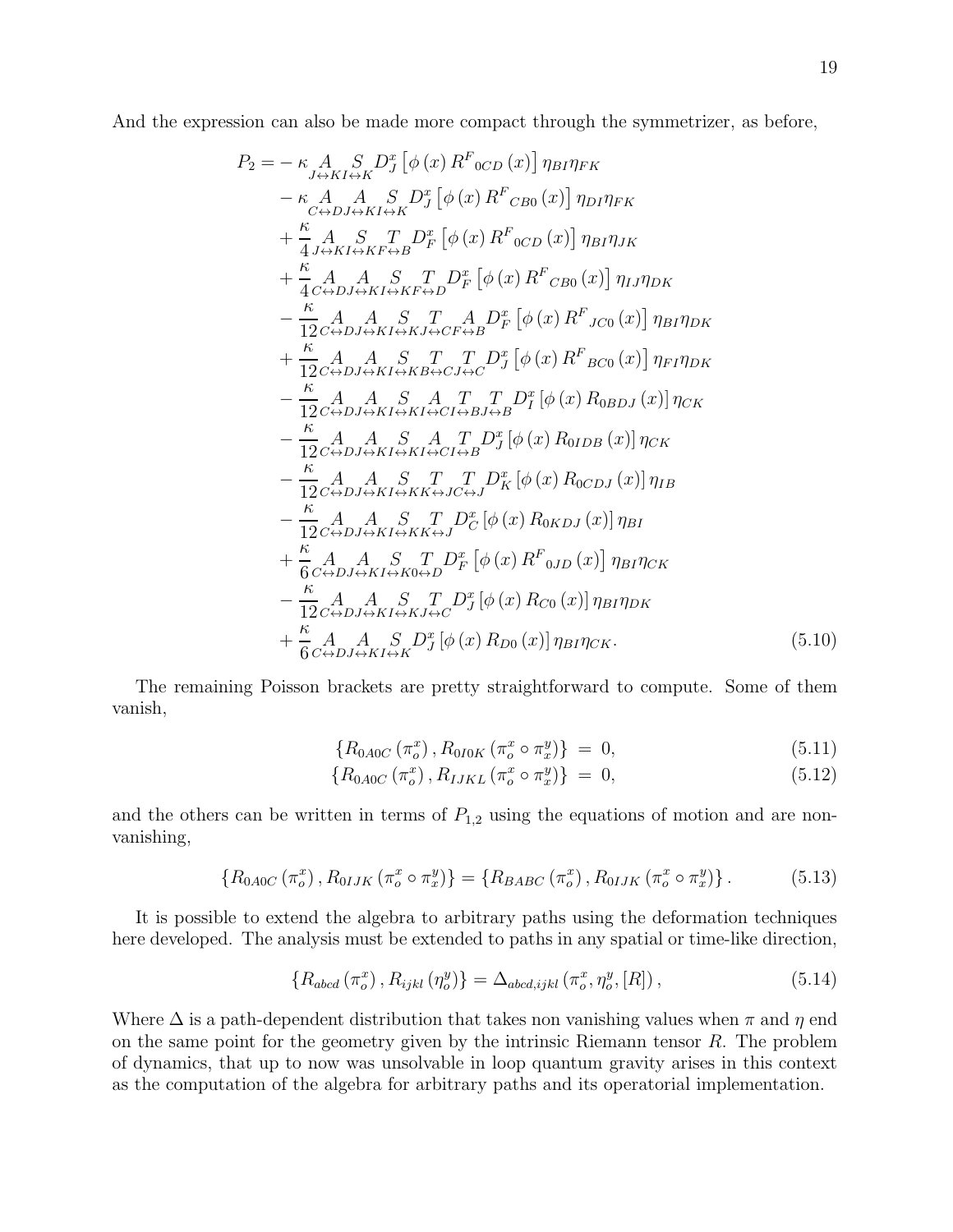And the expression can also be made more compact through the symmetrizer, as before,

$$
\begin{aligned}
P_2 = & -\kappa \underset{J\leftrightarrow K I\leftrightarrow K}{A \;\; S} D^x_J \left[\phi(x) R^F{}_{0CD}(x)\right] \eta_{BI}\eta_{FK} \\
& -\kappa \underset{C\leftrightarrow D J\leftrightarrow K I\leftrightarrow K}{A \;\; A \;\; S} D^x_J \left[\phi(x) R^F{}_{CB0}(x)\right] \eta_{DI}\eta_{FK} \\
& +\frac{\kappa}{4} \underset{J\leftrightarrow K I\leftrightarrow K F\leftrightarrow B}{A \;\; S \;\; T} D^x_F \left[\phi(x) R^F{}_{0CD}(x)\right] \eta_{BI}\eta_{JK} \\
& +\frac{\kappa}{4} \underset{C\leftrightarrow D J\leftrightarrow K I\leftrightarrow K F\leftrightarrow D}{A \;\; A \;\; S \;\; T} D^x_F \left[\phi(x) R^F{}_{CB0}(x)\right] \eta_{IJ}\eta_{DK} \\
& -\frac{\kappa}{12} \underset{C\leftrightarrow D J\leftrightarrow K I\leftrightarrow K J\leftrightarrow C F\leftrightarrow B}{A \;\; A \;\; S \;\; T \;\; A} D^x_F \left[\phi(x) R^F{}_{JC0}(x)\right] \eta_{BI}\eta_{DK} \\
& +\frac{\kappa}{12} \underset{C\leftrightarrow D J\leftrightarrow K I\leftrightarrow K B\leftrightarrow C J\leftrightarrow C}{A \;\; A \;\; S \;\; T \;\; T} D^x_J \left[\phi(x) R^F{}_{BC0}(x)\right] \eta_{FI}\eta_{DK} \\
& -\frac{\kappa}{12} \underset{C\leftrightarrow D J\leftrightarrow K I\leftrightarrow K I\leftrightarrow C I\leftrightarrow B J\leftrightarrow B}{A \;\; A \;\; S \;\; A \;\; T \;\; T} D^x_I \left[\phi(x) R_{0BDJ}(x)\right] \eta_{CK} \\
& -\frac{\kappa}{12} \underset{C\leftrightarrow D J\leftrightarrow K I\leftrightarrow K I\leftrightarrow C I\leftrightarrow B}{A \;\; A \;\; S \;\; A \;\; T} D^x_J \left[\phi(x) R_{0IDB}(x)\right] \eta_{CK} \\
& -\frac{\kappa}{12} \underset{C\leftrightarrow D J\leftrightarrow K I\leftrightarrow K K\leftrightarrow J C\leftrightarrow J}{A \;\; A \;\; S \;\; T \;\; T} D^x_K \left[\phi(x) R_{0CDJ}(x)\right] \eta_{IB} \\
& -\frac{\kappa}{12} \underset{C\leftrightarrow D J\leftrightarrow K I\leftrightarrow K K\leftrightarrow J}{A \;\; A \;\; S \;\; T} D^x_C \left[\phi(x) R_{0KDJ}(x)\right] \eta_{BI} \\
& +\frac{\kappa}{6} \underset{C\leftrightarrow D J\leftrightarrow K I\leftrightarrow K 0\leftrightarrow D}{A \;\; A \;\; S \;\; T} D^x_F \left[\phi(x) R^F{}_{0JD}(x)\right] \eta_{BI}\eta_{CK} \\
& -\frac{\kappa}{12} \underset{C\leftrightarrow D J\leftrightarrow K I\leftrightarrow K J\leftrightarrow C}{A \;\; A \;\; S \;\; T} D^x_J \left[\phi(x) R_{C0}(x)\right] \eta_{BI}\eta_{DK} \\
& +\frac{\kappa}{6} \underset{C\leftrightarrow D J\leftrightarrow K I\leftrightarrow K}{A \;\; A \;\; S} D^x_J \left[\phi(x) R_{D0}(x)\right] \eta_{BI}\eta_{CK}.
\end{aligned}
\tag{5.10}
$$

The remaining Poisson brackets are pretty straightforward to compute. Some of them vanish,

$$
\left\{R_{0A0C}\left(\pi^x_o\right), R_{0I0K}\left(\pi^x_o \circ \pi^y_x\right)\right\} = 0, \tag{5.11}
$$

$$
\left\{R_{0A0C}\left(\pi^x_o\right), R_{IJKL}\left(\pi^x_o \circ \pi^y_x\right)\right\} = 0, \tag{5.12}
$$

and the others can be written in terms of $P_{1,2}$ using the equations of motion and are non-vanishing,

$$
\left\{R_{0A0C}\left(\pi^x_o\right), R_{0IJK}\left(\pi^x_o \circ \pi^y_x\right)\right\} = \left\{R_{BABC}\left(\pi^x_o\right), R_{0IJK}\left(\pi^x_o \circ \pi^y_x\right)\right\}. \tag{5.13}
$$

It is possible to extend the algebra to arbitrary paths using the deformation techniques here developed. The analysis must be extended to paths in any spatial or time-like direction,

$$
\left\{R_{abcd}\left(\pi^x_o\right), R_{ijkl}\left(\eta^y_o\right)\right\} = \Delta_{abcd,ijkl}\left(\pi^x_o, \eta^y_o, [R]\right), \tag{5.14}
$$

Where $\Delta$ is a path-dependent distribution that takes non vanishing values when $\pi$ and $\eta$ end on the same point for the geometry given by the intrinsic Riemann tensor $R$. The problem of dynamics, that up to now was unsolvable in loop quantum gravity arises in this context as the computation of the algebra for arbitrary paths and its operatorial implementation.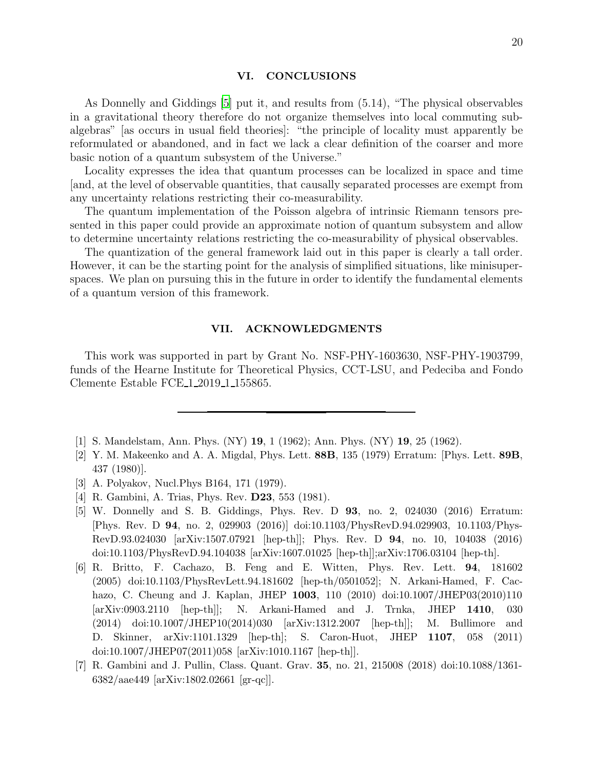## VI. CONCLUSIONS

As Donnelly and Giddings [5] put it, and results from (5.14), "The physical observables in a gravitational theory therefore do not organize themselves into local commuting subalgebras" [as occurs in usual field theories]: "the principle of locality must apparently be reformulated or abandoned, and in fact we lack a clear definition of the coarser and more basic notion of a quantum subsystem of the Universe."

Locality expresses the idea that quantum processes can be localized in space and time [and, at the level of observable quantities, that causally separated processes are exempt from any uncertainty relations restricting their co-measurability.

The quantum implementation of the Poisson algebra of intrinsic Riemann tensors presented in this paper could provide an approximate notion of quantum subsystem and allow to determine uncertainty relations restricting the co-measurability of physical observables.

The quantization of the general framework laid out in this paper is clearly a tall order. However, it can be the starting point for the analysis of simplified situations, like minisuperspaces. We plan on pursuing this in the future in order to identify the fundamental elements of a quantum version of this framework.

## VII. ACKNOWLEDGMENTS

This work was supported in part by Grant No. NSF-PHY-1603630, NSF-PHY-1903799, funds of the Hearne Institute for Theoretical Physics, CCT-LSU, and Pedeciba and Fondo Clemente Estable FCE_1_2019_1_155865.

---

[1] S. Mandelstam, Ann. Phys. (NY) **19**, 1 (1962); Ann. Phys. (NY) **19**, 25 (1962).

[2] Y. M. Makeenko and A. A. Migdal, Phys. Lett. **88B**, 135 (1979) Erratum: [Phys. Lett. **89B**, 437 (1980)].

[3] A. Polyakov, Nucl.Phys B164, 171 (1979).

[4] R. Gambini, A. Trias, Phys. Rev. **D23**, 553 (1981).

[5] W. Donnelly and S. B. Giddings, Phys. Rev. D **93**, no. 2, 024030 (2016) Erratum: [Phys. Rev. D **94**, no. 2, 029903 (2016)] doi:10.1103/PhysRevD.94.029903, 10.1103/PhysRevD.93.024030 [arXiv:1507.07921 [hep-th]]; Phys. Rev. D **94**, no. 10, 104038 (2016) doi:10.1103/PhysRevD.94.104038 [arXiv:1607.01025 [hep-th]];arXiv:1706.03104 [hep-th].

[6] R. Britto, F. Cachazo, B. Feng and E. Witten, Phys. Rev. Lett. **94**, 181602 (2005) doi:10.1103/PhysRevLett.94.181602 [hep-th/0501052]; N. Arkani-Hamed, F. Cachazo, C. Cheung and J. Kaplan, JHEP **1003**, 110 (2010) doi:10.1007/JHEP03(2010)110 [arXiv:0903.2110 [hep-th]]; N. Arkani-Hamed and J. Trnka, JHEP **1410**, 030 (2014) doi:10.1007/JHEP10(2014)030 [arXiv:1312.2007 [hep-th]]; M. Bullimore and D. Skinner, arXiv:1101.1329 [hep-th]; S. Caron-Huot, JHEP **1107**, 058 (2011) doi:10.1007/JHEP07(2011)058 [arXiv:1010.1167 [hep-th]].

[7] R. Gambini and J. Pullin, Class. Quant. Grav. **35**, no. 21, 215008 (2018) doi:10.1088/1361-6382/aae449 [arXiv:1802.02661 [gr-qc]].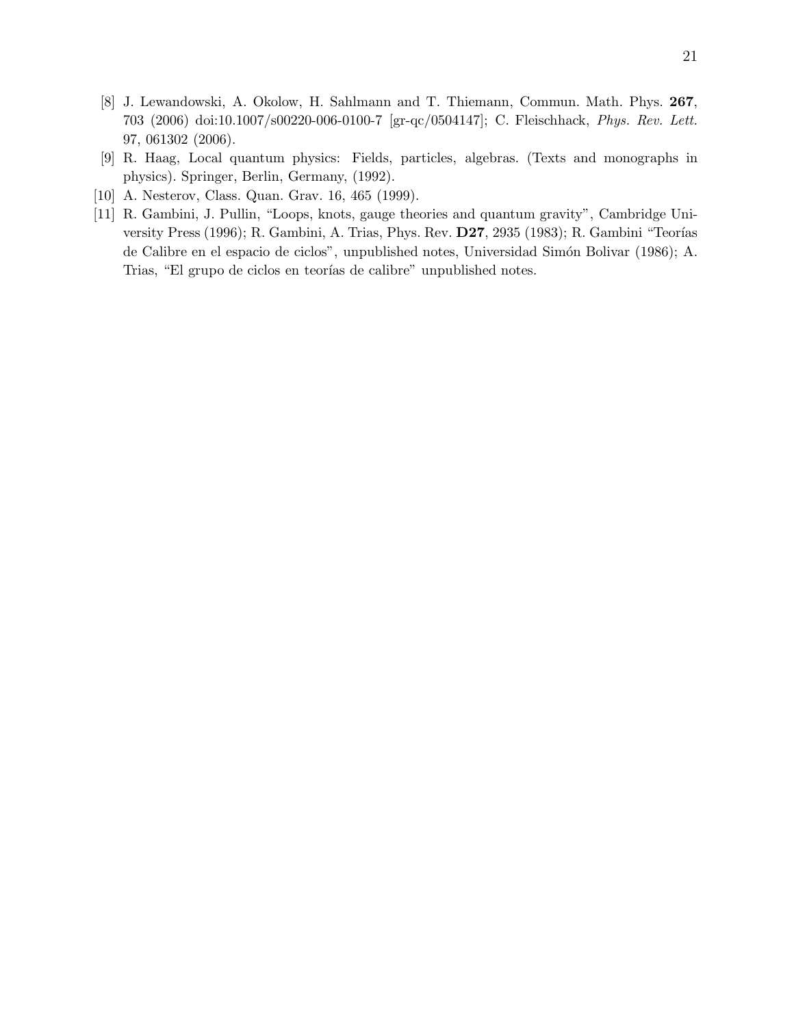- [8] J. Lewandowski, A. Okolow, H. Sahlmann and T. Thiemann, Commun. Math. Phys. **267**, 703 (2006) doi:10.1007/s00220-006-0100-7 [gr-qc/0504147]; C. Fleischhack, *Phys. Rev. Lett.* 97, 061302 (2006).
- [9] R. Haag, Local quantum physics: Fields, particles, algebras. (Texts and monographs in physics). Springer, Berlin, Germany, (1992).
- [10] A. Nesterov, Class. Quan. Grav. 16, 465 (1999).
- [11] R. Gambini, J. Pullin, "Loops, knots, gauge theories and quantum gravity", Cambridge University Press (1996); R. Gambini, A. Trias, Phys. Rev. **D27**, 2935 (1983); R. Gambini "Teorías de Calibre en el espacio de ciclos", unpublished notes, Universidad Simón Bolivar (1986); A. Trias, "El grupo de ciclos en teorías de calibre" unpublished notes.